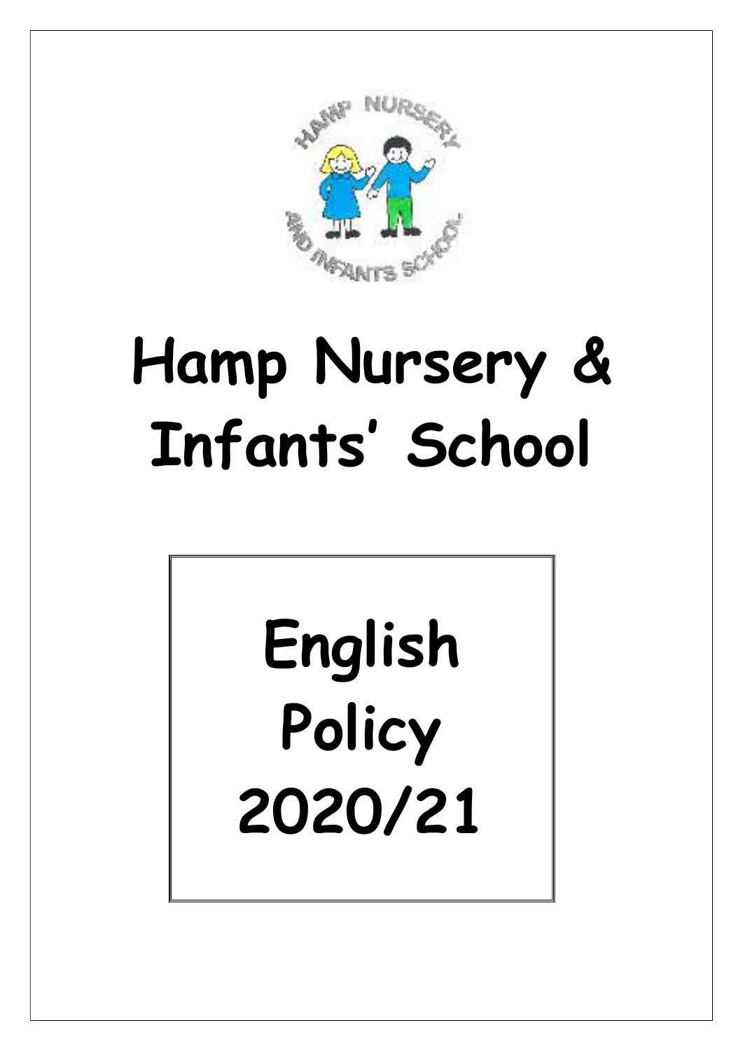# Hamp Nursery & Infants' School

## English Policy 2020/21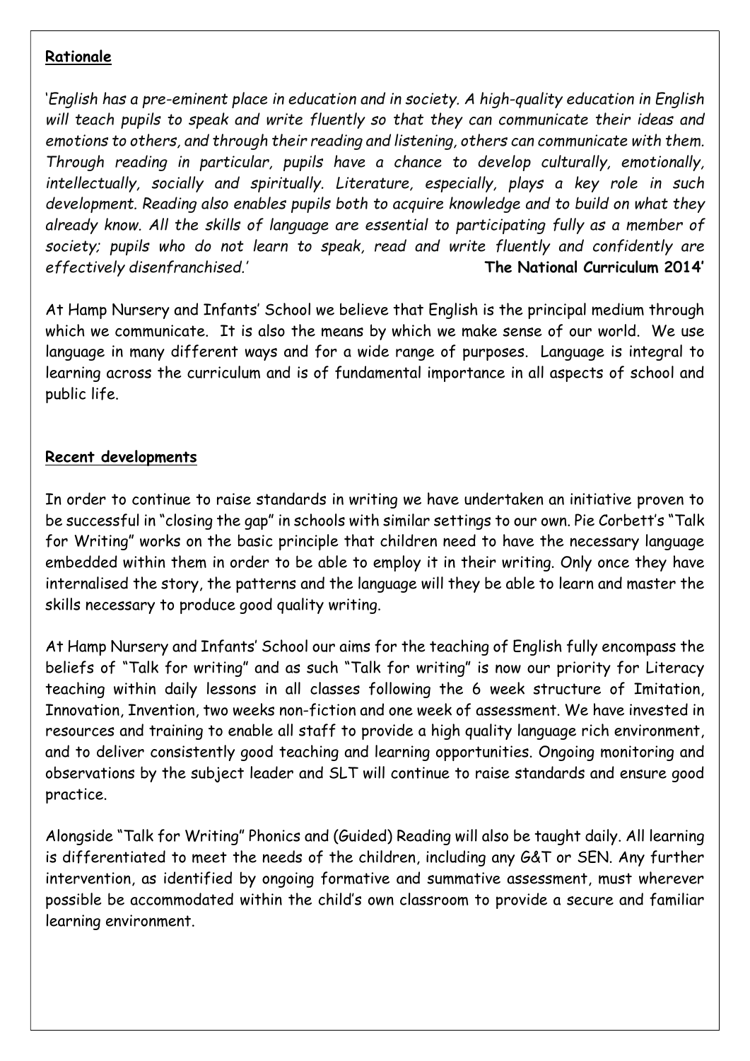## Rationale

*'English has a pre-eminent place in education and in society. A high-quality education in English will teach pupils to speak and write fluently so that they can communicate their ideas and emotions to others, and through their reading and listening, others can communicate with them. Through reading in particular, pupils have a chance to develop culturally, emotionally, intellectually, socially and spiritually. Literature, especially, plays a key role in such development. Reading also enables pupils both to acquire knowledge and to build on what they already know. All the skills of language are essential to participating fully as a member of society; pupils who do not learn to speak, read and write fluently and confidently are effectively disenfranchised.'* **The National Curriculum 2014'**

At Hamp Nursery and Infants' School we believe that English is the principal medium through which we communicate. It is also the means by which we make sense of our world. We use language in many different ways and for a wide range of purposes. Language is integral to learning across the curriculum and is of fundamental importance in all aspects of school and public life.

## Recent developments

In order to continue to raise standards in writing we have undertaken an initiative proven to be successful in "closing the gap" in schools with similar settings to our own. Pie Corbett's "Talk for Writing" works on the basic principle that children need to have the necessary language embedded within them in order to be able to employ it in their writing. Only once they have internalised the story, the patterns and the language will they be able to learn and master the skills necessary to produce good quality writing.

At Hamp Nursery and Infants' School our aims for the teaching of English fully encompass the beliefs of "Talk for writing" and as such "Talk for writing" is now our priority for Literacy teaching within daily lessons in all classes following the 6 week structure of Imitation, Innovation, Invention, two weeks non-fiction and one week of assessment. We have invested in resources and training to enable all staff to provide a high quality language rich environment, and to deliver consistently good teaching and learning opportunities. Ongoing monitoring and observations by the subject leader and SLT will continue to raise standards and ensure good practice.

Alongside "Talk for Writing" Phonics and (Guided) Reading will also be taught daily. All learning is differentiated to meet the needs of the children, including any G&T or SEN. Any further intervention, as identified by ongoing formative and summative assessment, must wherever possible be accommodated within the child's own classroom to provide a secure and familiar learning environment.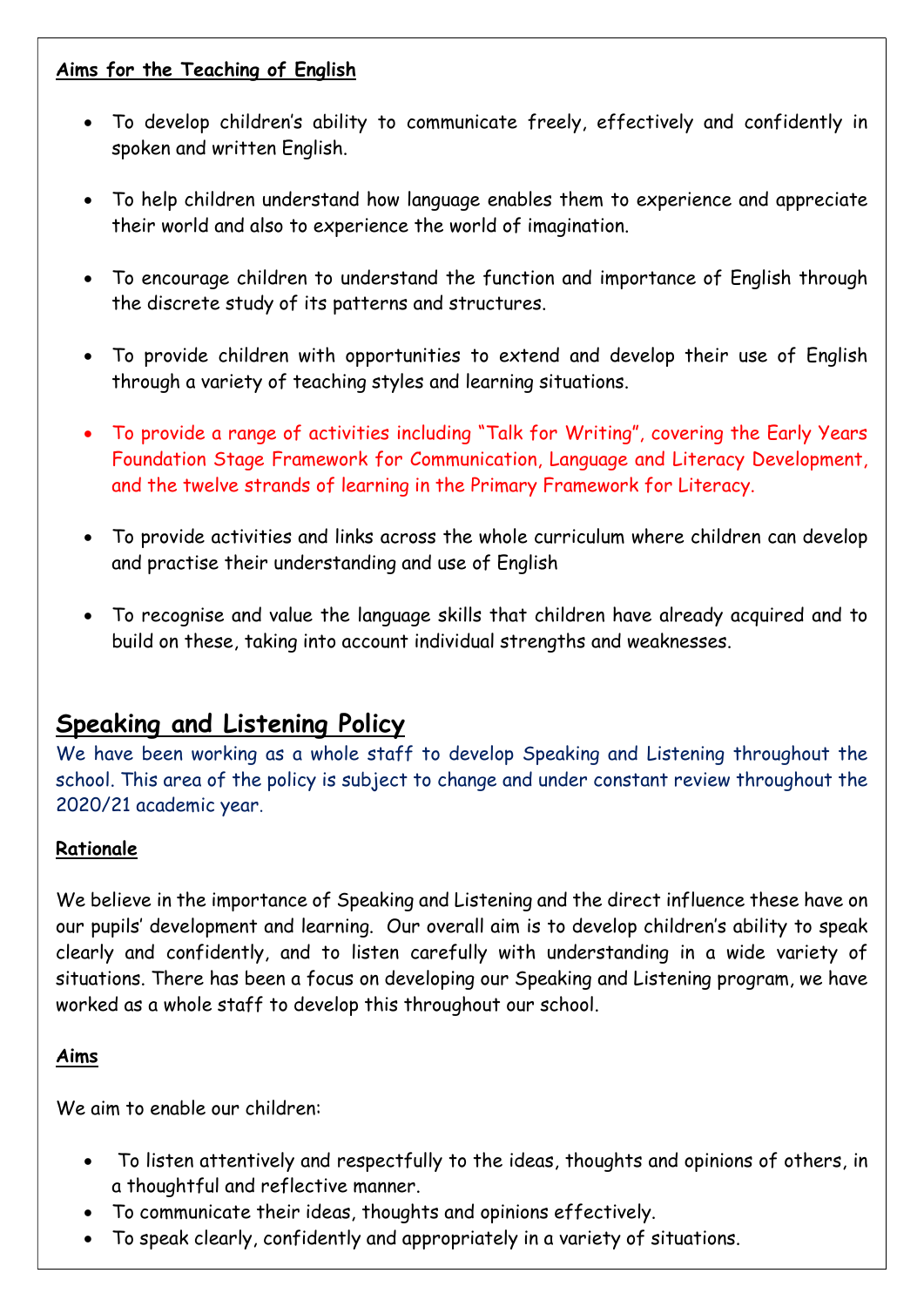**Aims for the Teaching of English**

- To develop children's ability to communicate freely, effectively and confidently in spoken and written English.
- To help children understand how language enables them to experience and appreciate their world and also to experience the world of imagination.
- To encourage children to understand the function and importance of English through the discrete study of its patterns and structures.
- To provide children with opportunities to extend and develop their use of English through a variety of teaching styles and learning situations.
- To provide a range of activities including "Talk for Writing", covering the Early Years Foundation Stage Framework for Communication, Language and Literacy Development, and the twelve strands of learning in the Primary Framework for Literacy.
- To provide activities and links across the whole curriculum where children can develop and practise their understanding and use of English
- To recognise and value the language skills that children have already acquired and to build on these, taking into account individual strengths and weaknesses.

## Speaking and Listening Policy

We have been working as a whole staff to develop Speaking and Listening throughout the school. This area of the policy is subject to change and under constant review throughout the 2020/21 academic year.

**Rationale**

We believe in the importance of Speaking and Listening and the direct influence these have on our pupils' development and learning. Our overall aim is to develop children's ability to speak clearly and confidently, and to listen carefully with understanding in a wide variety of situations. There has been a focus on developing our Speaking and Listening program, we have worked as a whole staff to develop this throughout our school.

**Aims**

We aim to enable our children:

- To listen attentively and respectfully to the ideas, thoughts and opinions of others, in a thoughtful and reflective manner.
- To communicate their ideas, thoughts and opinions effectively.
- To speak clearly, confidently and appropriately in a variety of situations.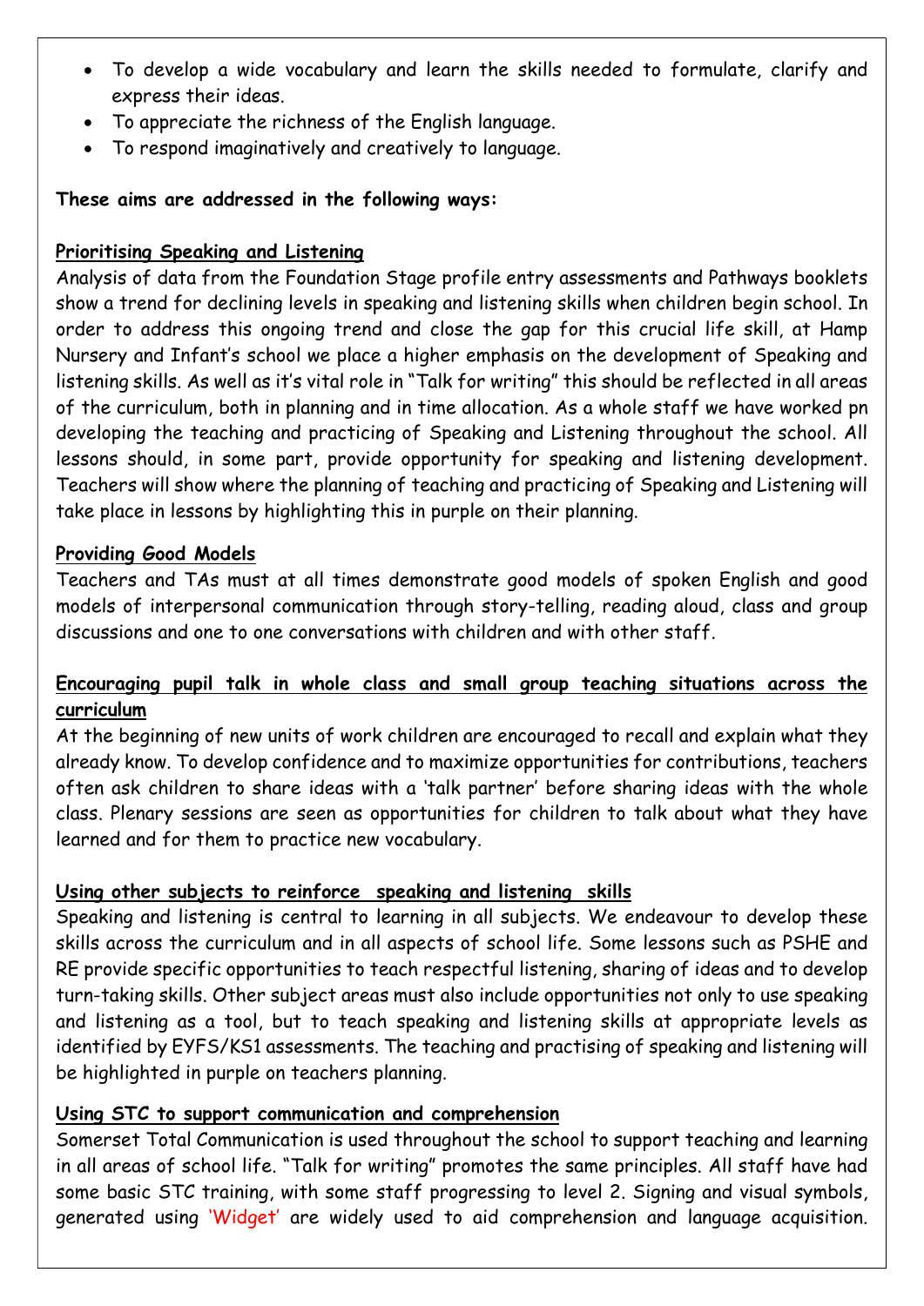- To develop a wide vocabulary and learn the skills needed to formulate, clarify and express their ideas.
- To appreciate the richness of the English language.
- To respond imaginatively and creatively to language.

**These aims are addressed in the following ways:**

**Prioritising Speaking and Listening**

Analysis of data from the Foundation Stage profile entry assessments and Pathways booklets show a trend for declining levels in speaking and listening skills when children begin school. In order to address this ongoing trend and close the gap for this crucial life skill, at Hamp Nursery and Infant's school we place a higher emphasis on the development of Speaking and listening skills. As well as it's vital role in "Talk for writing" this should be reflected in all areas of the curriculum, both in planning and in time allocation. As a whole staff we have worked pn developing the teaching and practicing of Speaking and Listening throughout the school. All lessons should, in some part, provide opportunity for speaking and listening development. Teachers will show where the planning of teaching and practicing of Speaking and Listening will take place in lessons by highlighting this in purple on their planning.

**Providing Good Models**

Teachers and TAs must at all times demonstrate good models of spoken English and good models of interpersonal communication through story-telling, reading aloud, class and group discussions and one to one conversations with children and with other staff.

**Encouraging pupil talk in whole class and small group teaching situations across the curriculum**

At the beginning of new units of work children are encouraged to recall and explain what they already know. To develop confidence and to maximize opportunities for contributions, teachers often ask children to share ideas with a 'talk partner' before sharing ideas with the whole class. Plenary sessions are seen as opportunities for children to talk about what they have learned and for them to practice new vocabulary.

**Using other subjects to reinforce speaking and listening skills**

Speaking and listening is central to learning in all subjects. We endeavour to develop these skills across the curriculum and in all aspects of school life. Some lessons such as PSHE and RE provide specific opportunities to teach respectful listening, sharing of ideas and to develop turn-taking skills. Other subject areas must also include opportunities not only to use speaking and listening as a tool, but to teach speaking and listening skills at appropriate levels as identified by EYFS/KS1 assessments. The teaching and practising of speaking and listening will be highlighted in purple on teachers planning.

**Using STC to support communication and comprehension**

Somerset Total Communication is used throughout the school to support teaching and learning in all areas of school life. "Talk for writing" promotes the same principles. All staff have had some basic STC training, with some staff progressing to level 2. Signing and visual symbols, generated using 'Widget' are widely used to aid comprehension and language acquisition.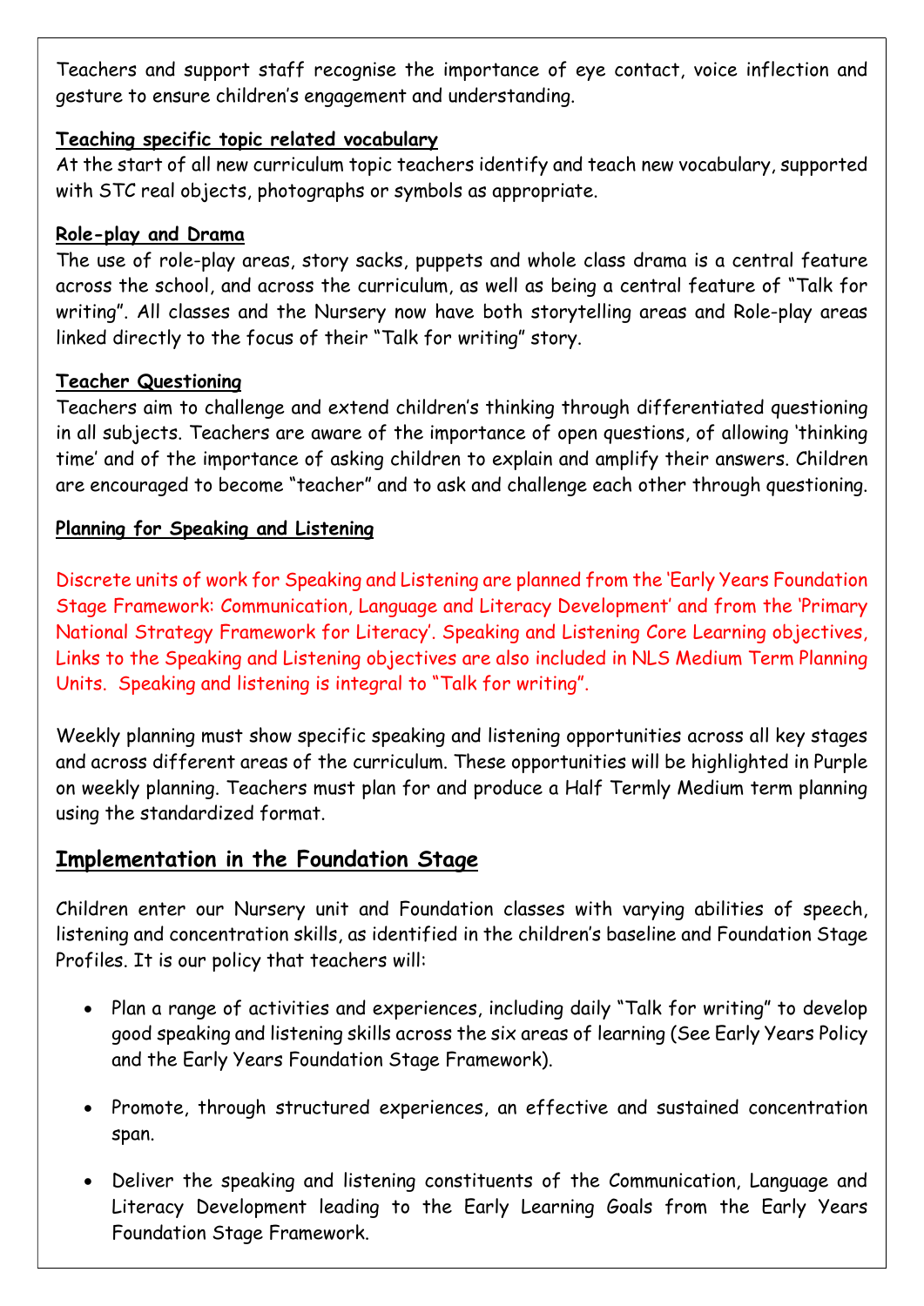Teachers and support staff recognise the importance of eye contact, voice inflection and gesture to ensure children's engagement and understanding.

**Teaching specific topic related vocabulary**

At the start of all new curriculum topic teachers identify and teach new vocabulary, supported with STC real objects, photographs or symbols as appropriate.

**Role-play and Drama**

The use of role-play areas, story sacks, puppets and whole class drama is a central feature across the school, and across the curriculum, as well as being a central feature of "Talk for writing". All classes and the Nursery now have both storytelling areas and Role-play areas linked directly to the focus of their "Talk for writing" story.

**Teacher Questioning**

Teachers aim to challenge and extend children's thinking through differentiated questioning in all subjects. Teachers are aware of the importance of open questions, of allowing 'thinking time' and of the importance of asking children to explain and amplify their answers. Children are encouraged to become "teacher" and to ask and challenge each other through questioning.

**Planning for Speaking and Listening**

Discrete units of work for Speaking and Listening are planned from the 'Early Years Foundation Stage Framework: Communication, Language and Literacy Development' and from the 'Primary National Strategy Framework for Literacy'. Speaking and Listening Core Learning objectives, Links to the Speaking and Listening objectives are also included in NLS Medium Term Planning Units. Speaking and listening is integral to "Talk for writing".

Weekly planning must show specific speaking and listening opportunities across all key stages and across different areas of the curriculum. These opportunities will be highlighted in Purple on weekly planning. Teachers must plan for and produce a Half Termly Medium term planning using the standardized format.

## Implementation in the Foundation Stage

Children enter our Nursery unit and Foundation classes with varying abilities of speech, listening and concentration skills, as identified in the children's baseline and Foundation Stage Profiles. It is our policy that teachers will:

- Plan a range of activities and experiences, including daily "Talk for writing" to develop good speaking and listening skills across the six areas of learning (See Early Years Policy and the Early Years Foundation Stage Framework).
- Promote, through structured experiences, an effective and sustained concentration span.
- Deliver the speaking and listening constituents of the Communication, Language and Literacy Development leading to the Early Learning Goals from the Early Years Foundation Stage Framework.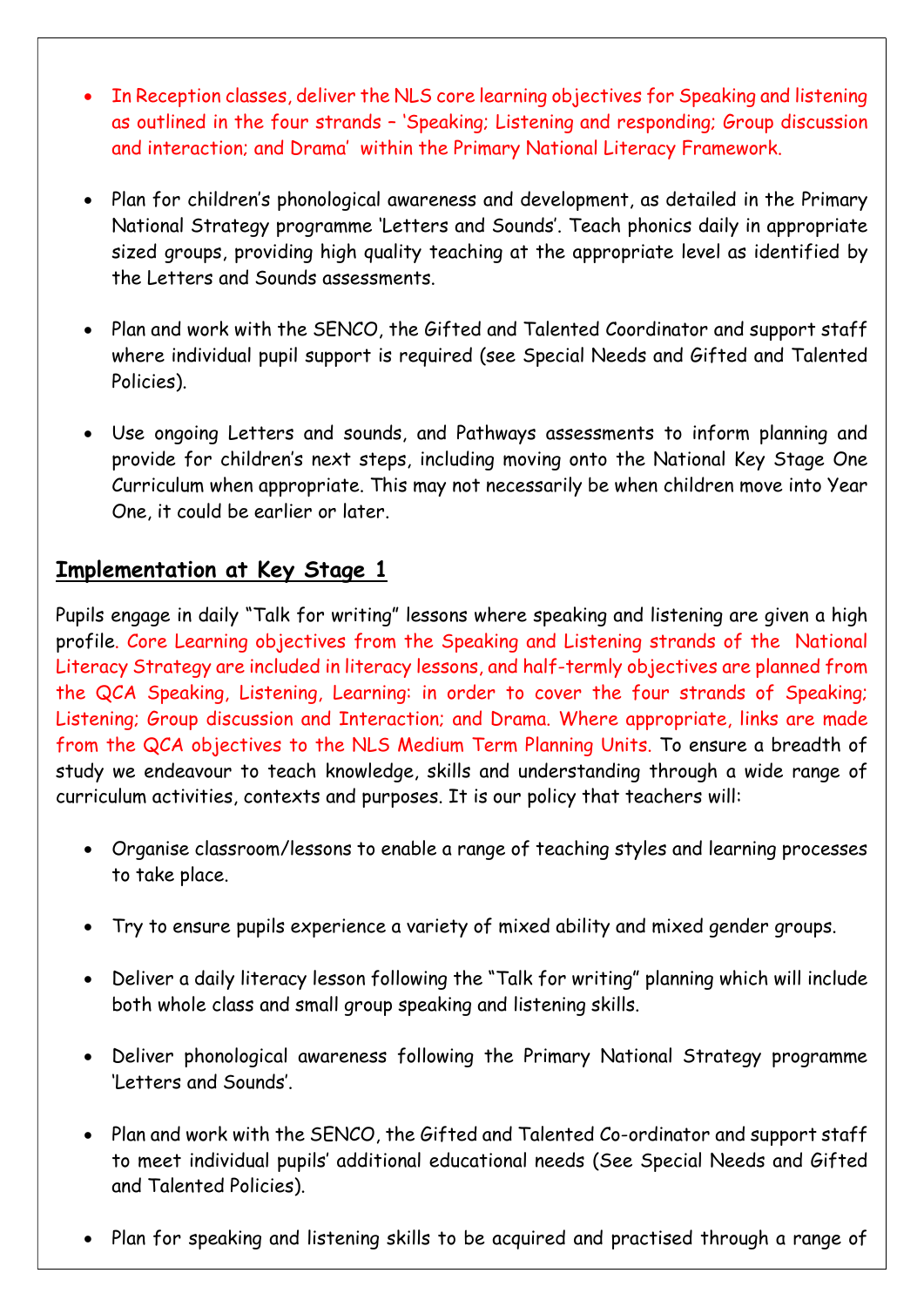- In Reception classes, deliver the NLS core learning objectives for Speaking and listening as outlined in the four strands – 'Speaking; Listening and responding; Group discussion and interaction; and Drama' within the Primary National Literacy Framework.

- Plan for children's phonological awareness and development, as detailed in the Primary National Strategy programme 'Letters and Sounds'. Teach phonics daily in appropriate sized groups, providing high quality teaching at the appropriate level as identified by the Letters and Sounds assessments.

- Plan and work with the SENCO, the Gifted and Talented Coordinator and support staff where individual pupil support is required (see Special Needs and Gifted and Talented Policies).

- Use ongoing Letters and sounds, and Pathways assessments to inform planning and provide for children's next steps, including moving onto the National Key Stage One Curriculum when appropriate. This may not necessarily be when children move into Year One, it could be earlier or later.

## Implementation at Key Stage 1

Pupils engage in daily "Talk for writing" lessons where speaking and listening are given a high profile. Core Learning objectives from the Speaking and Listening strands of the National Literacy Strategy are included in literacy lessons, and half-termly objectives are planned from the QCA Speaking, Listening, Learning: in order to cover the four strands of Speaking; Listening; Group discussion and Interaction; and Drama. Where appropriate, links are made from the QCA objectives to the NLS Medium Term Planning Units. To ensure a breadth of study we endeavour to teach knowledge, skills and understanding through a wide range of curriculum activities, contexts and purposes. It is our policy that teachers will:

- Organise classroom/lessons to enable a range of teaching styles and learning processes to take place.

- Try to ensure pupils experience a variety of mixed ability and mixed gender groups.

- Deliver a daily literacy lesson following the "Talk for writing" planning which will include both whole class and small group speaking and listening skills.

- Deliver phonological awareness following the Primary National Strategy programme 'Letters and Sounds'.

- Plan and work with the SENCO, the Gifted and Talented Co-ordinator and support staff to meet individual pupils' additional educational needs (See Special Needs and Gifted and Talented Policies).

- Plan for speaking and listening skills to be acquired and practised through a range of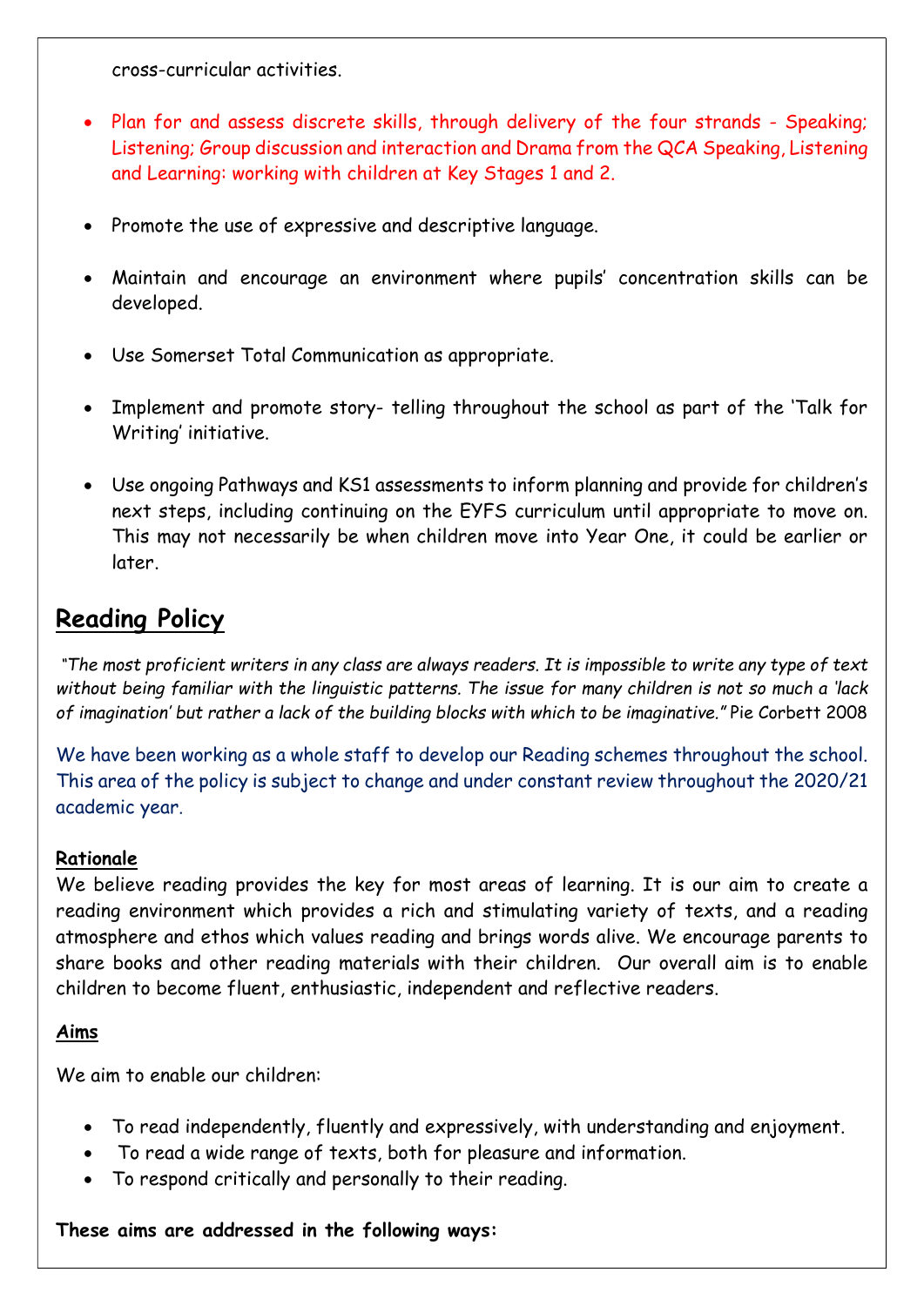cross-curricular activities.

- Plan for and assess discrete skills, through delivery of the four strands - Speaking; Listening; Group discussion and interaction and Drama from the QCA Speaking, Listening and Learning: working with children at Key Stages 1 and 2.

- Promote the use of expressive and descriptive language.

- Maintain and encourage an environment where pupils' concentration skills can be developed.

- Use Somerset Total Communication as appropriate.

- Implement and promote story- telling throughout the school as part of the 'Talk for Writing' initiative.

- Use ongoing Pathways and KS1 assessments to inform planning and provide for children's next steps, including continuing on the EYFS curriculum until appropriate to move on. This may not necessarily be when children move into Year One, it could be earlier or later.

## Reading Policy

*"The most proficient writers in any class are always readers. It is impossible to write any type of text without being familiar with the linguistic patterns. The issue for many children is not so much a 'lack of imagination' but rather a lack of the building blocks with which to be imaginative."* Pie Corbett 2008

We have been working as a whole staff to develop our Reading schemes throughout the school. This area of the policy is subject to change and under constant review throughout the 2020/21 academic year.

**Rationale**

We believe reading provides the key for most areas of learning. It is our aim to create a reading environment which provides a rich and stimulating variety of texts, and a reading atmosphere and ethos which values reading and brings words alive. We encourage parents to share books and other reading materials with their children. Our overall aim is to enable children to become fluent, enthusiastic, independent and reflective readers.

**Aims**

We aim to enable our children:

- To read independently, fluently and expressively, with understanding and enjoyment.
- To read a wide range of texts, both for pleasure and information.
- To respond critically and personally to their reading.

**These aims are addressed in the following ways:**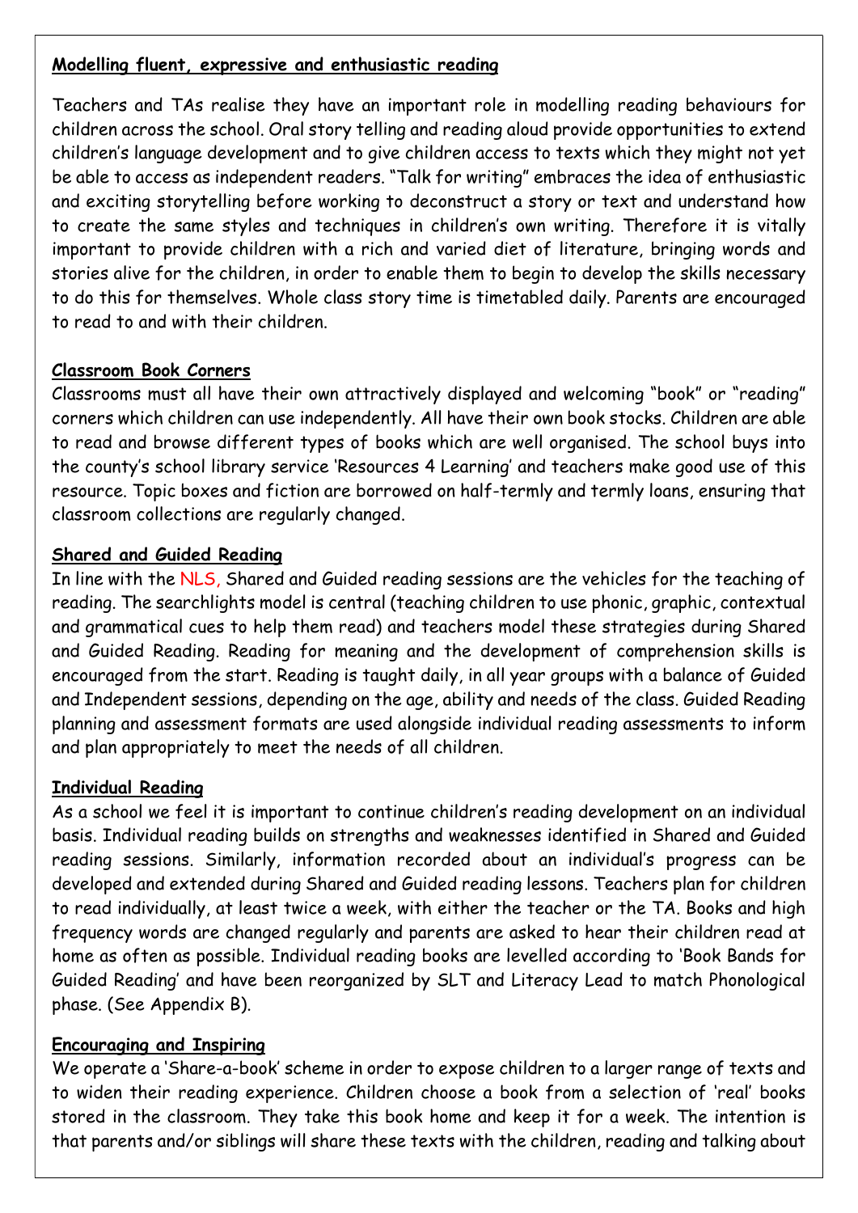**Modelling fluent, expressive and enthusiastic reading**

Teachers and TAs realise they have an important role in modelling reading behaviours for children across the school. Oral story telling and reading aloud provide opportunities to extend children's language development and to give children access to texts which they might not yet be able to access as independent readers. "Talk for writing" embraces the idea of enthusiastic and exciting storytelling before working to deconstruct a story or text and understand how to create the same styles and techniques in children's own writing. Therefore it is vitally important to provide children with a rich and varied diet of literature, bringing words and stories alive for the children, in order to enable them to begin to develop the skills necessary to do this for themselves. Whole class story time is timetabled daily. Parents are encouraged to read to and with their children.

**Classroom Book Corners**

Classrooms must all have their own attractively displayed and welcoming "book" or "reading" corners which children can use independently. All have their own book stocks. Children are able to read and browse different types of books which are well organised. The school buys into the county's school library service 'Resources 4 Learning' and teachers make good use of this resource. Topic boxes and fiction are borrowed on half-termly and termly loans, ensuring that classroom collections are regularly changed.

**Shared and Guided Reading**

In line with the NLS, Shared and Guided reading sessions are the vehicles for the teaching of reading. The searchlights model is central (teaching children to use phonic, graphic, contextual and grammatical cues to help them read) and teachers model these strategies during Shared and Guided Reading. Reading for meaning and the development of comprehension skills is encouraged from the start. Reading is taught daily, in all year groups with a balance of Guided and Independent sessions, depending on the age, ability and needs of the class. Guided Reading planning and assessment formats are used alongside individual reading assessments to inform and plan appropriately to meet the needs of all children.

**Individual Reading**

As a school we feel it is important to continue children's reading development on an individual basis. Individual reading builds on strengths and weaknesses identified in Shared and Guided reading sessions. Similarly, information recorded about an individual's progress can be developed and extended during Shared and Guided reading lessons. Teachers plan for children to read individually, at least twice a week, with either the teacher or the TA. Books and high frequency words are changed regularly and parents are asked to hear their children read at home as often as possible. Individual reading books are levelled according to 'Book Bands for Guided Reading' and have been reorganized by SLT and Literacy Lead to match Phonological phase. (See Appendix B).

**Encouraging and Inspiring**

We operate a 'Share-a-book' scheme in order to expose children to a larger range of texts and to widen their reading experience. Children choose a book from a selection of 'real' books stored in the classroom. They take this book home and keep it for a week. The intention is that parents and/or siblings will share these texts with the children, reading and talking about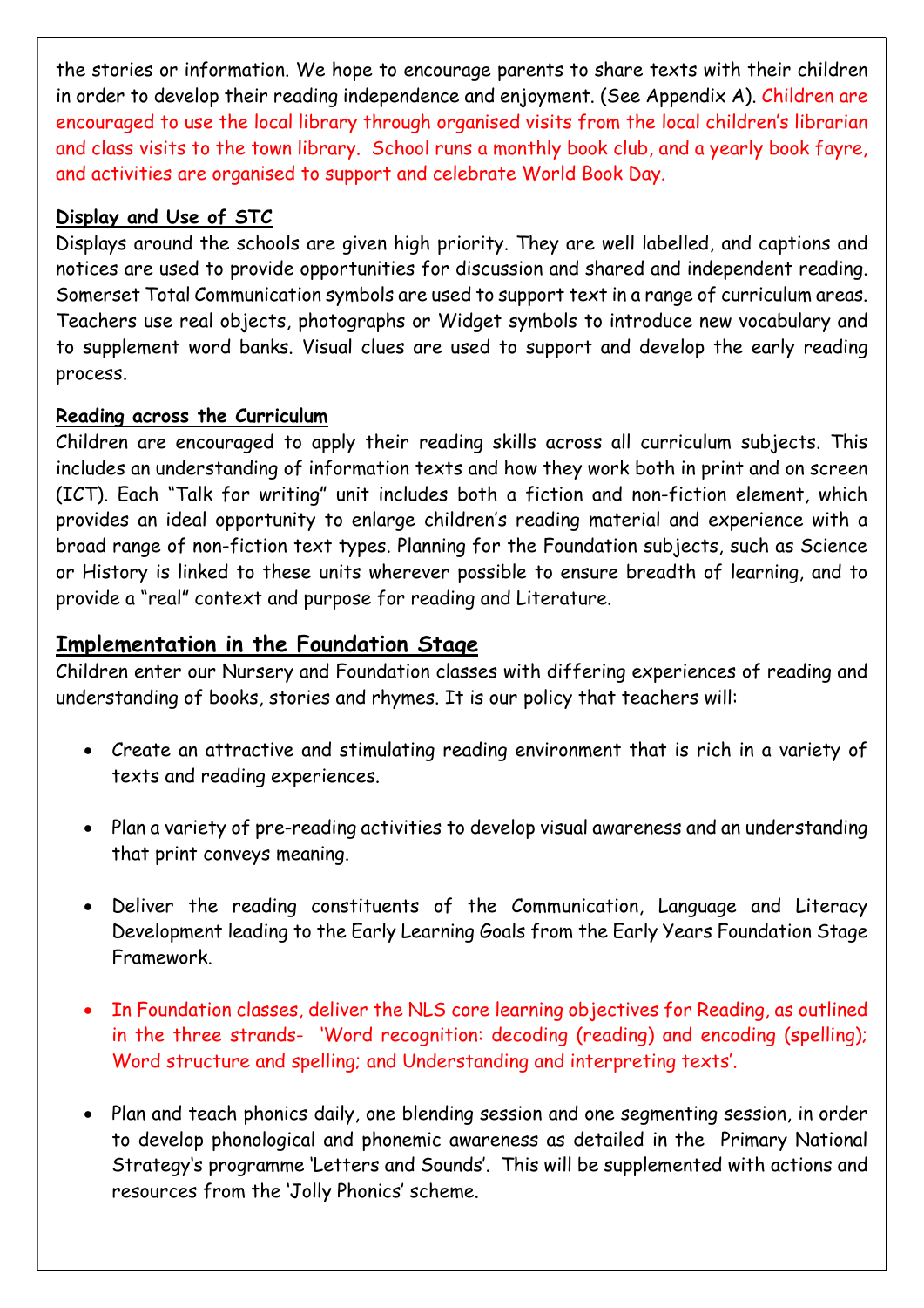the stories or information. We hope to encourage parents to share texts with their children in order to develop their reading independence and enjoyment. (See Appendix A). Children are encouraged to use the local library through organised visits from the local children's librarian and class visits to the town library. School runs a monthly book club, and a yearly book fayre, and activities are organised to support and celebrate World Book Day.

**Display and Use of STC**

Displays around the schools are given high priority. They are well labelled, and captions and notices are used to provide opportunities for discussion and shared and independent reading. Somerset Total Communication symbols are used to support text in a range of curriculum areas. Teachers use real objects, photographs or Widget symbols to introduce new vocabulary and to supplement word banks. Visual clues are used to support and develop the early reading process.

**Reading across the Curriculum**

Children are encouraged to apply their reading skills across all curriculum subjects. This includes an understanding of information texts and how they work both in print and on screen (ICT). Each "Talk for writing" unit includes both a fiction and non-fiction element, which provides an ideal opportunity to enlarge children's reading material and experience with a broad range of non-fiction text types. Planning for the Foundation subjects, such as Science or History is linked to these units wherever possible to ensure breadth of learning, and to provide a "real" context and purpose for reading and Literature.

## Implementation in the Foundation Stage

Children enter our Nursery and Foundation classes with differing experiences of reading and understanding of books, stories and rhymes. It is our policy that teachers will:

- Create an attractive and stimulating reading environment that is rich in a variety of texts and reading experiences.
- Plan a variety of pre-reading activities to develop visual awareness and an understanding that print conveys meaning.
- Deliver the reading constituents of the Communication, Language and Literacy Development leading to the Early Learning Goals from the Early Years Foundation Stage Framework.
- In Foundation classes, deliver the NLS core learning objectives for Reading, as outlined in the three strands- 'Word recognition: decoding (reading) and encoding (spelling); Word structure and spelling; and Understanding and interpreting texts'.
- Plan and teach phonics daily, one blending session and one segmenting session, in order to develop phonological and phonemic awareness as detailed in the Primary National Strategy's programme 'Letters and Sounds'. This will be supplemented with actions and resources from the 'Jolly Phonics' scheme.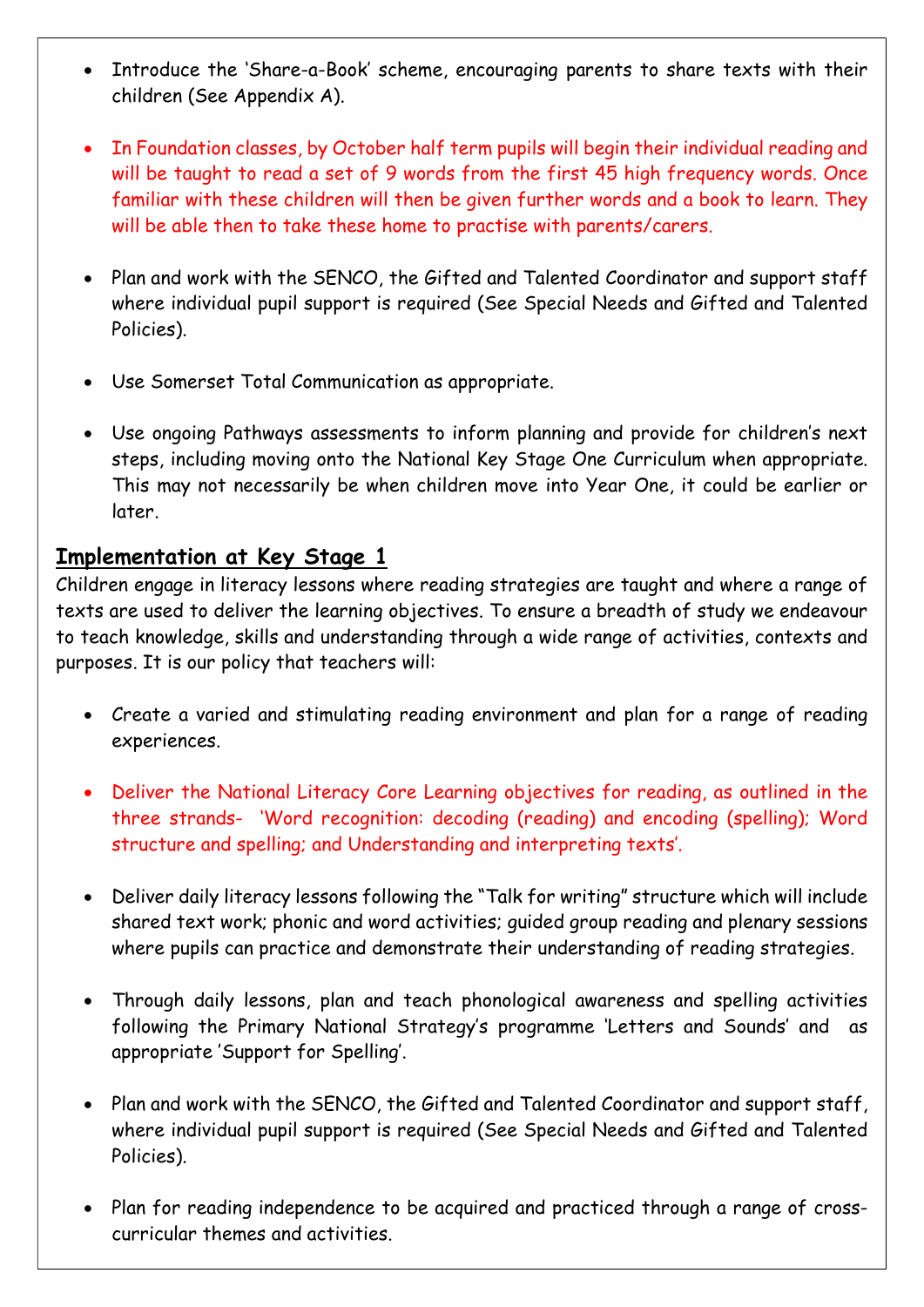- Introduce the 'Share-a-Book' scheme, encouraging parents to share texts with their children (See Appendix A).

- In Foundation classes, by October half term pupils will begin their individual reading and will be taught to read a set of 9 words from the first 45 high frequency words. Once familiar with these children will then be given further words and a book to learn. They will be able then to take these home to practise with parents/carers.

- Plan and work with the SENCO, the Gifted and Talented Coordinator and support staff where individual pupil support is required (See Special Needs and Gifted and Talented Policies).

- Use Somerset Total Communication as appropriate.

- Use ongoing Pathways assessments to inform planning and provide for children's next steps, including moving onto the National Key Stage One Curriculum when appropriate. This may not necessarily be when children move into Year One, it could be earlier or later.

## Implementation at Key Stage 1

Children engage in literacy lessons where reading strategies are taught and where a range of texts are used to deliver the learning objectives. To ensure a breadth of study we endeavour to teach knowledge, skills and understanding through a wide range of activities, contexts and purposes. It is our policy that teachers will:

- Create a varied and stimulating reading environment and plan for a range of reading experiences.

- Deliver the National Literacy Core Learning objectives for reading, as outlined in the three strands- 'Word recognition: decoding (reading) and encoding (spelling); Word structure and spelling; and Understanding and interpreting texts'.

- Deliver daily literacy lessons following the "Talk for writing" structure which will include shared text work; phonic and word activities; guided group reading and plenary sessions where pupils can practice and demonstrate their understanding of reading strategies.

- Through daily lessons, plan and teach phonological awareness and spelling activities following the Primary National Strategy's programme 'Letters and Sounds' and as appropriate 'Support for Spelling'.

- Plan and work with the SENCO, the Gifted and Talented Coordinator and support staff, where individual pupil support is required (See Special Needs and Gifted and Talented Policies).

- Plan for reading independence to be acquired and practiced through a range of cross-curricular themes and activities.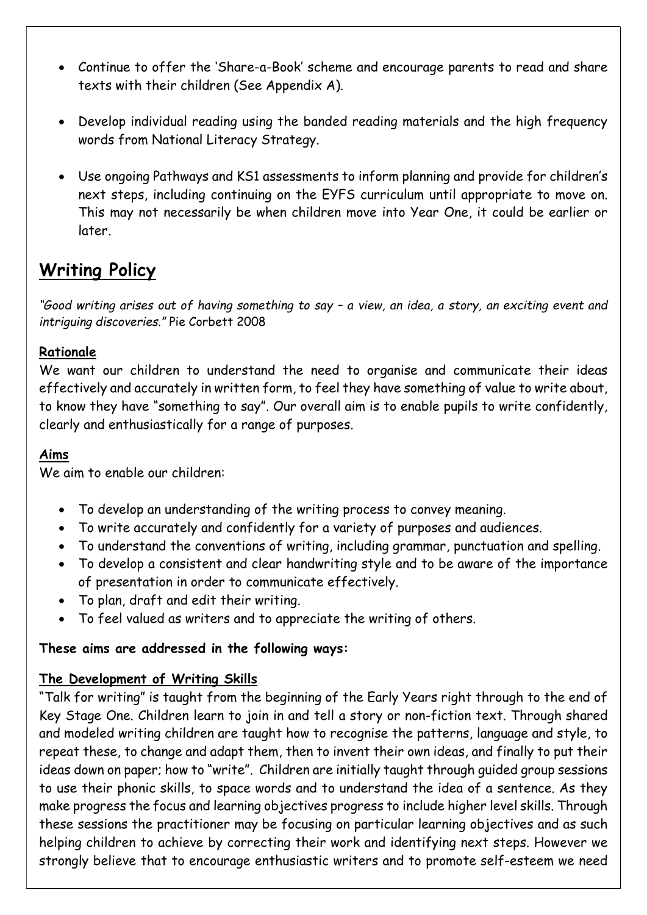- Continue to offer the 'Share-a-Book' scheme and encourage parents to read and share texts with their children (See Appendix A).

- Develop individual reading using the banded reading materials and the high frequency words from National Literacy Strategy.

- Use ongoing Pathways and KS1 assessments to inform planning and provide for children's next steps, including continuing on the EYFS curriculum until appropriate to move on. This may not necessarily be when children move into Year One, it could be earlier or later.

## Writing Policy

*"Good writing arises out of having something to say – a view, an idea, a story, an exciting event and intriguing discoveries."* Pie Corbett 2008

### Rationale

We want our children to understand the need to organise and communicate their ideas effectively and accurately in written form, to feel they have something of value to write about, to know they have "something to say". Our overall aim is to enable pupils to write confidently, clearly and enthusiastically for a range of purposes.

### Aims

We aim to enable our children:

- To develop an understanding of the writing process to convey meaning.
- To write accurately and confidently for a variety of purposes and audiences.
- To understand the conventions of writing, including grammar, punctuation and spelling.
- To develop a consistent and clear handwriting style and to be aware of the importance of presentation in order to communicate effectively.
- To plan, draft and edit their writing.
- To feel valued as writers and to appreciate the writing of others.

**These aims are addressed in the following ways:**

### The Development of Writing Skills

"Talk for writing" is taught from the beginning of the Early Years right through to the end of Key Stage One. Children learn to join in and tell a story or non-fiction text. Through shared and modeled writing children are taught how to recognise the patterns, language and style, to repeat these, to change and adapt them, then to invent their own ideas, and finally to put their ideas down on paper; how to "write". Children are initially taught through guided group sessions to use their phonic skills, to space words and to understand the idea of a sentence. As they make progress the focus and learning objectives progress to include higher level skills. Through these sessions the practitioner may be focusing on particular learning objectives and as such helping children to achieve by correcting their work and identifying next steps. However we strongly believe that to encourage enthusiastic writers and to promote self-esteem we need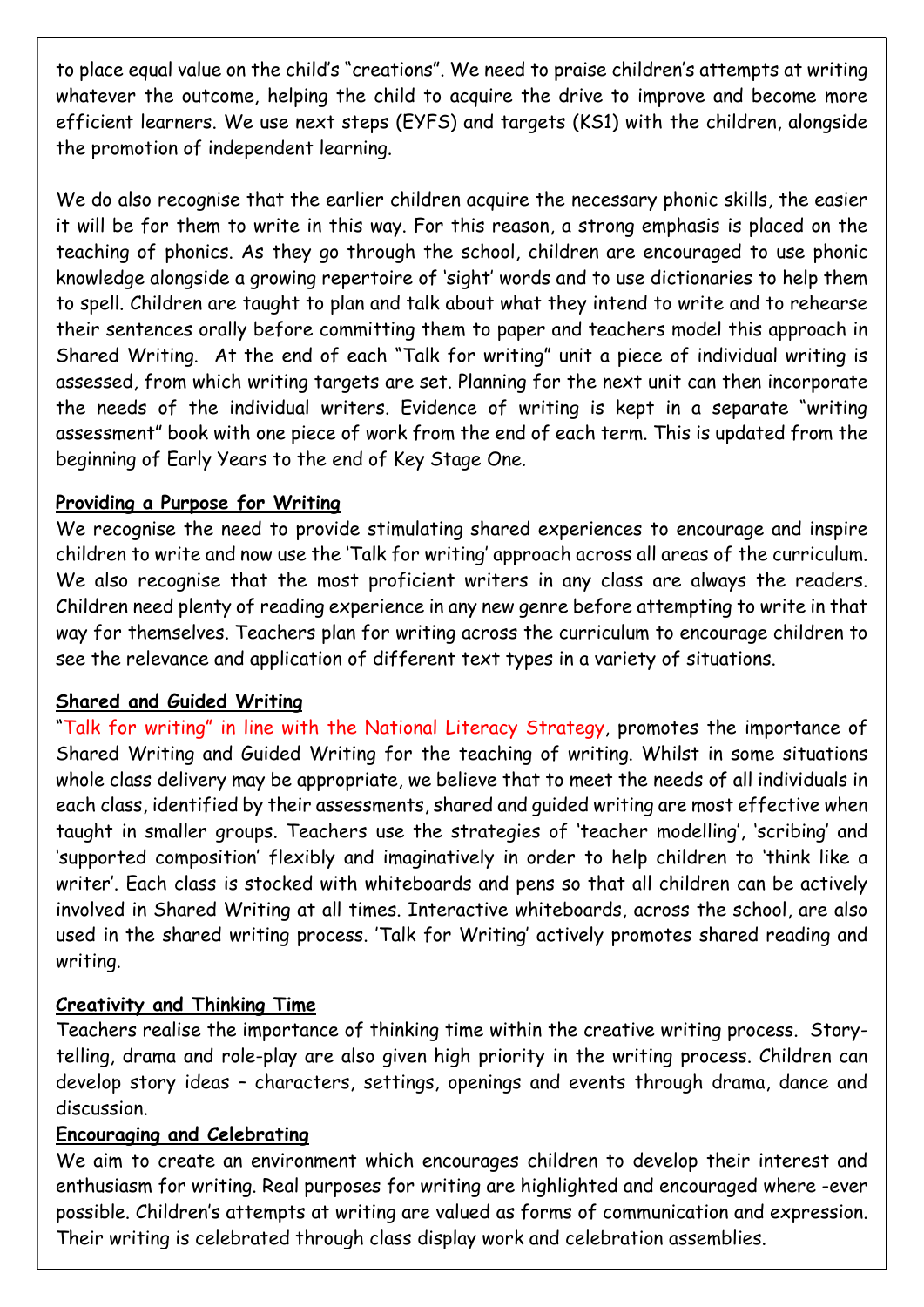to place equal value on the child's "creations". We need to praise children's attempts at writing whatever the outcome, helping the child to acquire the drive to improve and become more efficient learners. We use next steps (EYFS) and targets (KS1) with the children, alongside the promotion of independent learning.

We do also recognise that the earlier children acquire the necessary phonic skills, the easier it will be for them to write in this way. For this reason, a strong emphasis is placed on the teaching of phonics. As they go through the school, children are encouraged to use phonic knowledge alongside a growing repertoire of 'sight' words and to use dictionaries to help them to spell. Children are taught to plan and talk about what they intend to write and to rehearse their sentences orally before committing them to paper and teachers model this approach in Shared Writing. At the end of each "Talk for writing" unit a piece of individual writing is assessed, from which writing targets are set. Planning for the next unit can then incorporate the needs of the individual writers. Evidence of writing is kept in a separate "writing assessment" book with one piece of work from the end of each term. This is updated from the beginning of Early Years to the end of Key Stage One.

**Providing a Purpose for Writing**

We recognise the need to provide stimulating shared experiences to encourage and inspire children to write and now use the 'Talk for writing' approach across all areas of the curriculum. We also recognise that the most proficient writers in any class are always the readers. Children need plenty of reading experience in any new genre before attempting to write in that way for themselves. Teachers plan for writing across the curriculum to encourage children to see the relevance and application of different text types in a variety of situations.

**Shared and Guided Writing**

"Talk for writing" in line with the National Literacy Strategy, promotes the importance of Shared Writing and Guided Writing for the teaching of writing. Whilst in some situations whole class delivery may be appropriate, we believe that to meet the needs of all individuals in each class, identified by their assessments, shared and guided writing are most effective when taught in smaller groups. Teachers use the strategies of 'teacher modelling', 'scribing' and 'supported composition' flexibly and imaginatively in order to help children to 'think like a writer'. Each class is stocked with whiteboards and pens so that all children can be actively involved in Shared Writing at all times. Interactive whiteboards, across the school, are also used in the shared writing process. 'Talk for Writing' actively promotes shared reading and writing.

**Creativity and Thinking Time**

Teachers realise the importance of thinking time within the creative writing process. Story-telling, drama and role-play are also given high priority in the writing process. Children can develop story ideas – characters, settings, openings and events through drama, dance and discussion.

**Encouraging and Celebrating**

We aim to create an environment which encourages children to develop their interest and enthusiasm for writing. Real purposes for writing are highlighted and encouraged where -ever possible. Children's attempts at writing are valued as forms of communication and expression. Their writing is celebrated through class display work and celebration assemblies.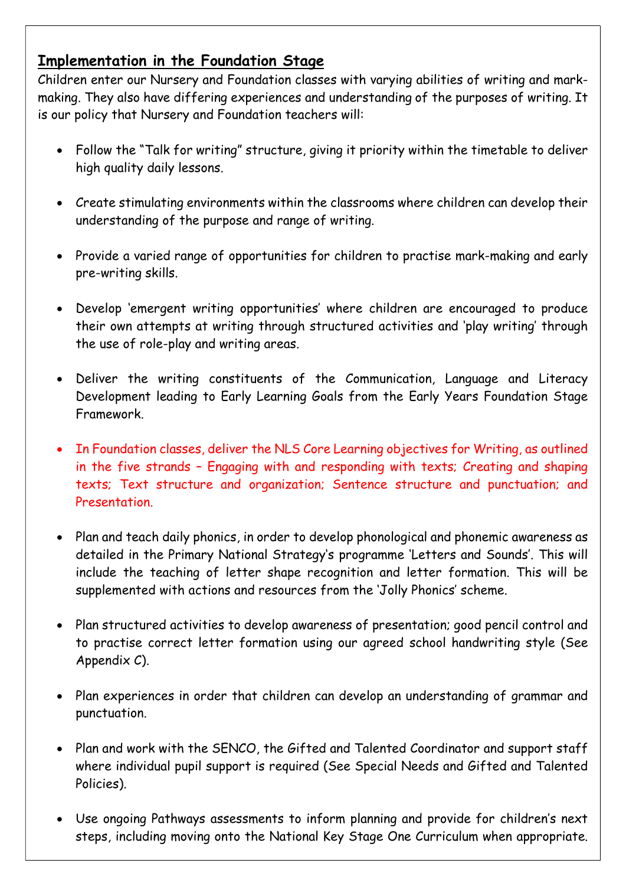## **Implementation in the Foundation Stage**

Children enter our Nursery and Foundation classes with varying abilities of writing and mark-making. They also have differing experiences and understanding of the purposes of writing. It is our policy that Nursery and Foundation teachers will:

- Follow the "Talk for writing" structure, giving it priority within the timetable to deliver high quality daily lessons.
- Create stimulating environments within the classrooms where children can develop their understanding of the purpose and range of writing.
- Provide a varied range of opportunities for children to practise mark-making and early pre-writing skills.
- Develop 'emergent writing opportunities' where children are encouraged to produce their own attempts at writing through structured activities and 'play writing' through the use of role-play and writing areas.
- Deliver the writing constituents of the Communication, Language and Literacy Development leading to Early Learning Goals from the Early Years Foundation Stage Framework.
- In Foundation classes, deliver the NLS Core Learning objectives for Writing, as outlined in the five strands – Engaging with and responding with texts; Creating and shaping texts; Text structure and organization; Sentence structure and punctuation; and Presentation.
- Plan and teach daily phonics, in order to develop phonological and phonemic awareness as detailed in the Primary National Strategy's programme 'Letters and Sounds'. This will include the teaching of letter shape recognition and letter formation. This will be supplemented with actions and resources from the 'Jolly Phonics' scheme.
- Plan structured activities to develop awareness of presentation; good pencil control and to practise correct letter formation using our agreed school handwriting style (See Appendix C).
- Plan experiences in order that children can develop an understanding of grammar and punctuation.
- Plan and work with the SENCO, the Gifted and Talented Coordinator and support staff where individual pupil support is required (See Special Needs and Gifted and Talented Policies).
- Use ongoing Pathways assessments to inform planning and provide for children's next steps, including moving onto the National Key Stage One Curriculum when appropriate.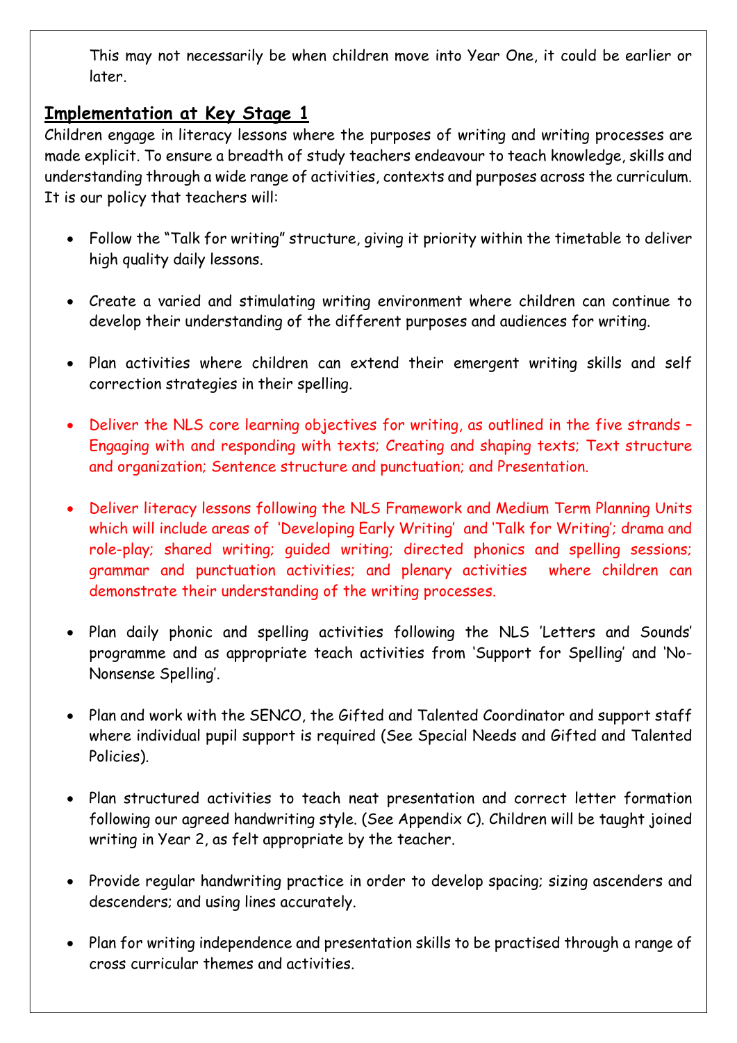This may not necessarily be when children move into Year One, it could be earlier or later.

## Implementation at Key Stage 1

Children engage in literacy lessons where the purposes of writing and writing processes are made explicit. To ensure a breadth of study teachers endeavour to teach knowledge, skills and understanding through a wide range of activities, contexts and purposes across the curriculum. It is our policy that teachers will:

- Follow the "Talk for writing" structure, giving it priority within the timetable to deliver high quality daily lessons.
- Create a varied and stimulating writing environment where children can continue to develop their understanding of the different purposes and audiences for writing.
- Plan activities where children can extend their emergent writing skills and self correction strategies in their spelling.
- Deliver the NLS core learning objectives for writing, as outlined in the five strands – Engaging with and responding with texts; Creating and shaping texts; Text structure and organization; Sentence structure and punctuation; and Presentation.
- Deliver literacy lessons following the NLS Framework and Medium Term Planning Units which will include areas of 'Developing Early Writing' and 'Talk for Writing'; drama and role-play; shared writing; guided writing; directed phonics and spelling sessions; grammar and punctuation activities; and plenary activities where children can demonstrate their understanding of the writing processes.
- Plan daily phonic and spelling activities following the NLS 'Letters and Sounds' programme and as appropriate teach activities from 'Support for Spelling' and 'No-Nonsense Spelling'.
- Plan and work with the SENCO, the Gifted and Talented Coordinator and support staff where individual pupil support is required (See Special Needs and Gifted and Talented Policies).
- Plan structured activities to teach neat presentation and correct letter formation following our agreed handwriting style. (See Appendix C). Children will be taught joined writing in Year 2, as felt appropriate by the teacher.
- Provide regular handwriting practice in order to develop spacing; sizing ascenders and descenders; and using lines accurately.
- Plan for writing independence and presentation skills to be practised through a range of cross curricular themes and activities.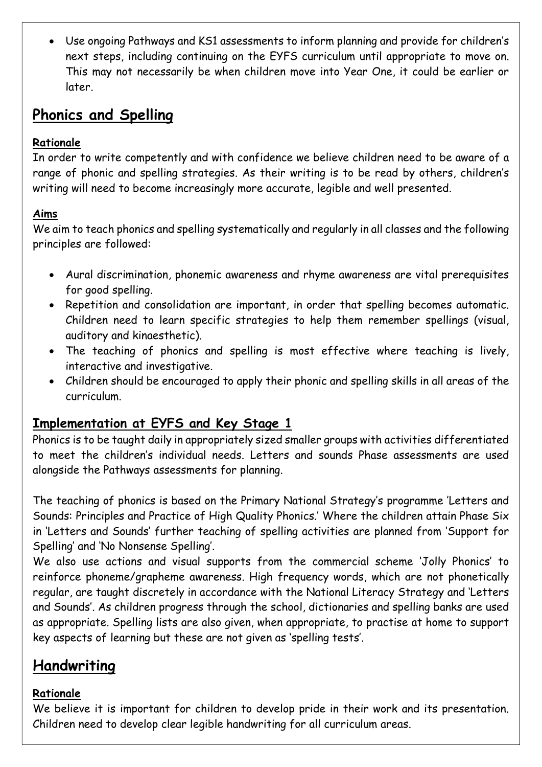- Use ongoing Pathways and KS1 assessments to inform planning and provide for children's next steps, including continuing on the EYFS curriculum until appropriate to move on. This may not necessarily be when children move into Year One, it could be earlier or later.

## Phonics and Spelling

### Rationale

In order to write competently and with confidence we believe children need to be aware of a range of phonic and spelling strategies. As their writing is to be read by others, children's writing will need to become increasingly more accurate, legible and well presented.

### Aims

We aim to teach phonics and spelling systematically and regularly in all classes and the following principles are followed:

- Aural discrimination, phonemic awareness and rhyme awareness are vital prerequisites for good spelling.
- Repetition and consolidation are important, in order that spelling becomes automatic. Children need to learn specific strategies to help them remember spellings (visual, auditory and kinaesthetic).
- The teaching of phonics and spelling is most effective where teaching is lively, interactive and investigative.
- Children should be encouraged to apply their phonic and spelling skills in all areas of the curriculum.

### Implementation at EYFS and Key Stage 1

Phonics is to be taught daily in appropriately sized smaller groups with activities differentiated to meet the children's individual needs. Letters and sounds Phase assessments are used alongside the Pathways assessments for planning.

The teaching of phonics is based on the Primary National Strategy's programme 'Letters and Sounds: Principles and Practice of High Quality Phonics.' Where the children attain Phase Six in 'Letters and Sounds' further teaching of spelling activities are planned from 'Support for Spelling' and 'No Nonsense Spelling'.

We also use actions and visual supports from the commercial scheme 'Jolly Phonics' to reinforce phoneme/grapheme awareness. High frequency words, which are not phonetically regular, are taught discretely in accordance with the National Literacy Strategy and 'Letters and Sounds'. As children progress through the school, dictionaries and spelling banks are used as appropriate. Spelling lists are also given, when appropriate, to practise at home to support key aspects of learning but these are not given as 'spelling tests'.

## Handwriting

### Rationale

We believe it is important for children to develop pride in their work and its presentation. Children need to develop clear legible handwriting for all curriculum areas.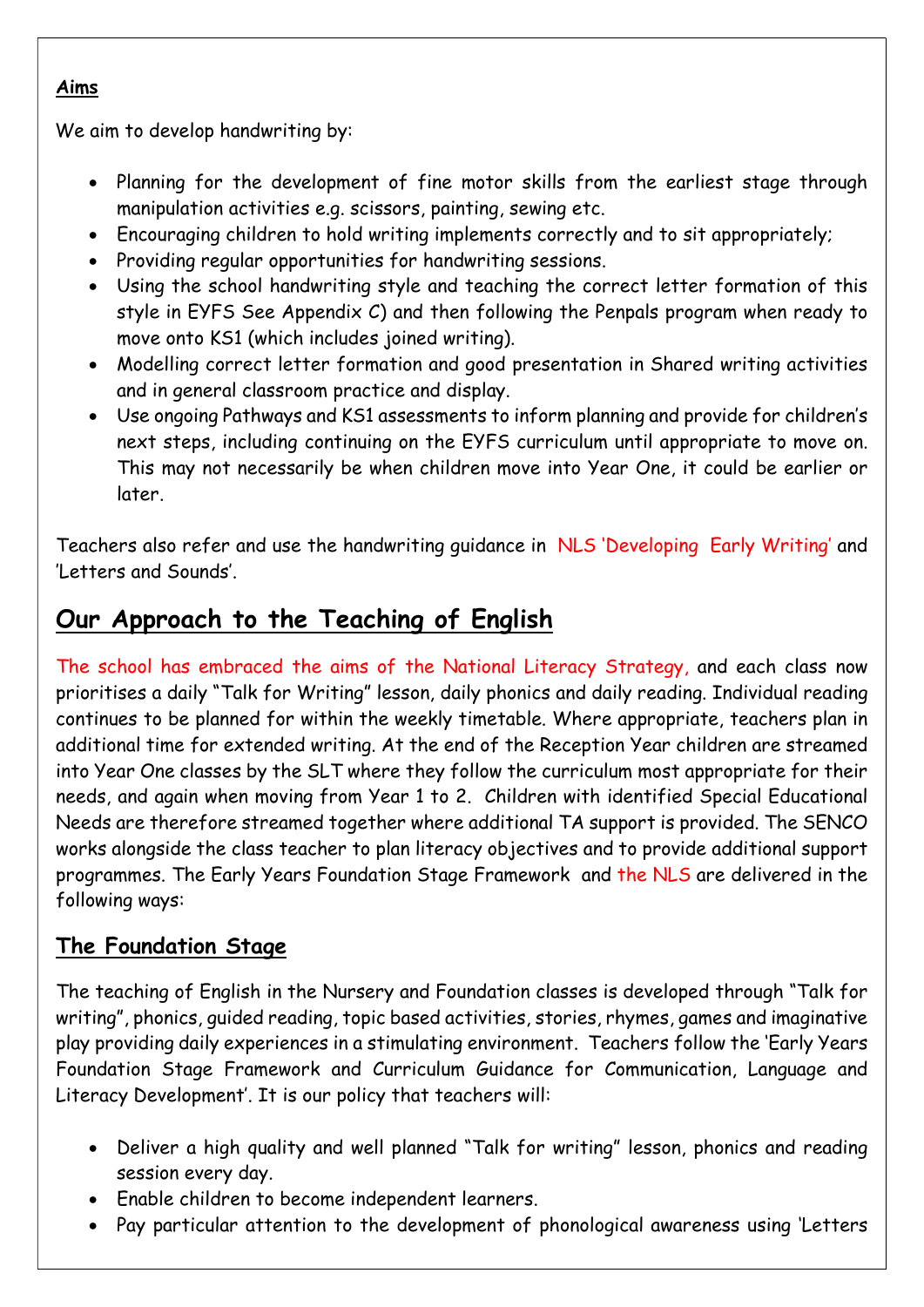**Aims**

We aim to develop handwriting by:

- Planning for the development of fine motor skills from the earliest stage through manipulation activities e.g. scissors, painting, sewing etc.
- Encouraging children to hold writing implements correctly and to sit appropriately;
- Providing regular opportunities for handwriting sessions.
- Using the school handwriting style and teaching the correct letter formation of this style in EYFS See Appendix C) and then following the Penpals program when ready to move onto KS1 (which includes joined writing).
- Modelling correct letter formation and good presentation in Shared writing activities and in general classroom practice and display.
- Use ongoing Pathways and KS1 assessments to inform planning and provide for children's next steps, including continuing on the EYFS curriculum until appropriate to move on. This may not necessarily be when children move into Year One, it could be earlier or later.

Teachers also refer and use the handwriting guidance in NLS 'Developing Early Writing' and 'Letters and Sounds'.

## Our Approach to the Teaching of English

The school has embraced the aims of the National Literacy Strategy, and each class now prioritises a daily "Talk for Writing" lesson, daily phonics and daily reading. Individual reading continues to be planned for within the weekly timetable. Where appropriate, teachers plan in additional time for extended writing. At the end of the Reception Year children are streamed into Year One classes by the SLT where they follow the curriculum most appropriate for their needs, and again when moving from Year 1 to 2. Children with identified Special Educational Needs are therefore streamed together where additional TA support is provided. The SENCO works alongside the class teacher to plan literacy objectives and to provide additional support programmes. The Early Years Foundation Stage Framework and the NLS are delivered in the following ways:

### The Foundation Stage

The teaching of English in the Nursery and Foundation classes is developed through "Talk for writing", phonics, guided reading, topic based activities, stories, rhymes, games and imaginative play providing daily experiences in a stimulating environment. Teachers follow the 'Early Years Foundation Stage Framework and Curriculum Guidance for Communication, Language and Literacy Development'. It is our policy that teachers will:

- Deliver a high quality and well planned "Talk for writing" lesson, phonics and reading session every day.
- Enable children to become independent learners.
- Pay particular attention to the development of phonological awareness using 'Letters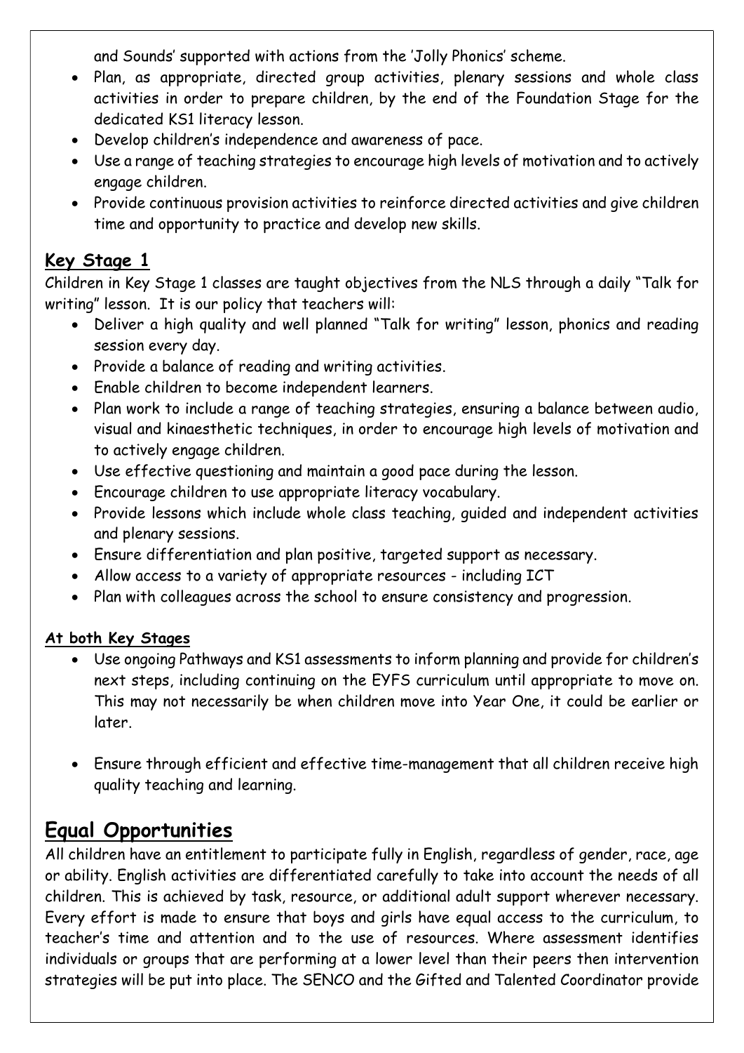and Sounds' supported with actions from the 'Jolly Phonics' scheme.

- Plan, as appropriate, directed group activities, plenary sessions and whole class activities in order to prepare children, by the end of the Foundation Stage for the dedicated KS1 literacy lesson.
- Develop children's independence and awareness of pace.
- Use a range of teaching strategies to encourage high levels of motivation and to actively engage children.
- Provide continuous provision activities to reinforce directed activities and give children time and opportunity to practice and develop new skills.

## Key Stage 1

Children in Key Stage 1 classes are taught objectives from the NLS through a daily "Talk for writing" lesson. It is our policy that teachers will:

- Deliver a high quality and well planned "Talk for writing" lesson, phonics and reading session every day.
- Provide a balance of reading and writing activities.
- Enable children to become independent learners.
- Plan work to include a range of teaching strategies, ensuring a balance between audio, visual and kinaesthetic techniques, in order to encourage high levels of motivation and to actively engage children.
- Use effective questioning and maintain a good pace during the lesson.
- Encourage children to use appropriate literacy vocabulary.
- Provide lessons which include whole class teaching, guided and independent activities and plenary sessions.
- Ensure differentiation and plan positive, targeted support as necessary.
- Allow access to a variety of appropriate resources - including ICT
- Plan with colleagues across the school to ensure consistency and progression.

### At both Key Stages

- Use ongoing Pathways and KS1 assessments to inform planning and provide for children's next steps, including continuing on the EYFS curriculum until appropriate to move on. This may not necessarily be when children move into Year One, it could be earlier or later.

- Ensure through efficient and effective time-management that all children receive high quality teaching and learning.

# Equal Opportunities

All children have an entitlement to participate fully in English, regardless of gender, race, age or ability. English activities are differentiated carefully to take into account the needs of all children. This is achieved by task, resource, or additional adult support wherever necessary. Every effort is made to ensure that boys and girls have equal access to the curriculum, to teacher's time and attention and to the use of resources. Where assessment identifies individuals or groups that are performing at a lower level than their peers then intervention strategies will be put into place. The SENCO and the Gifted and Talented Coordinator provide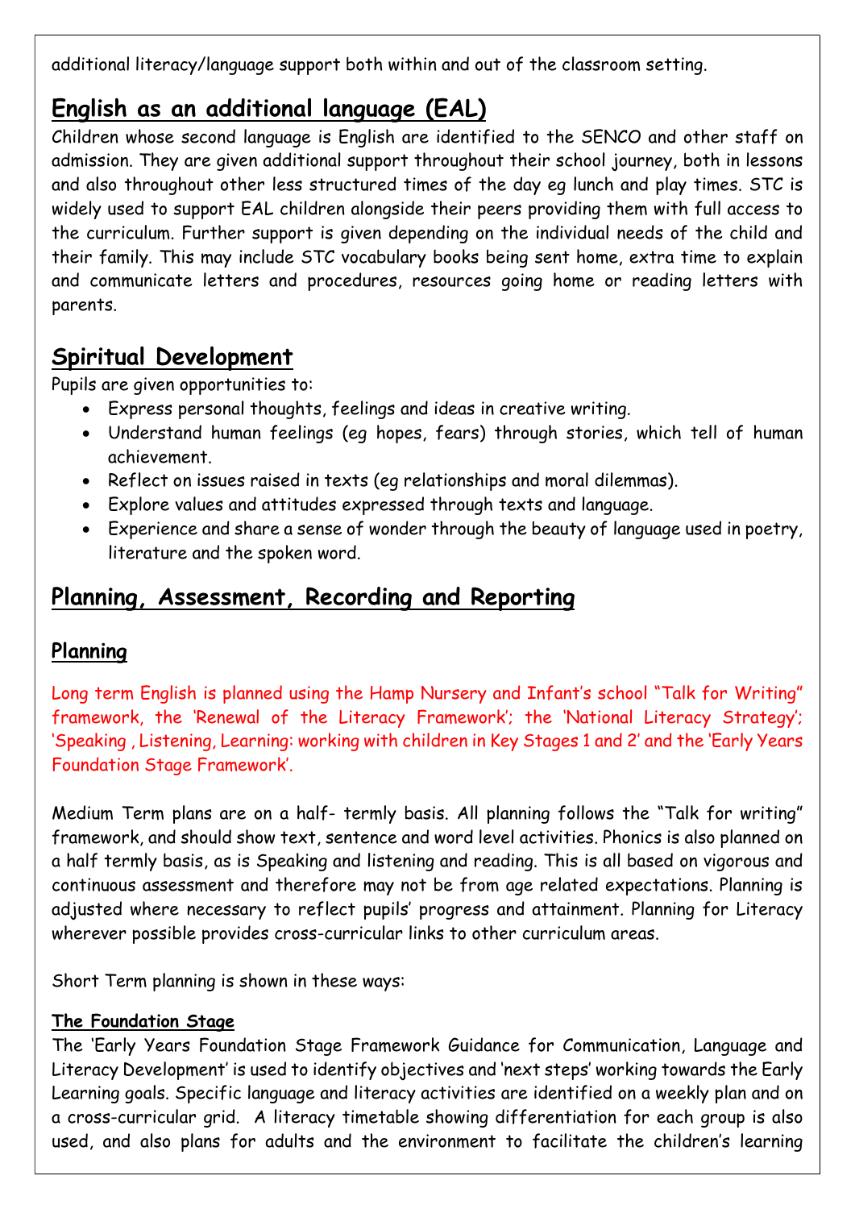additional literacy/language support both within and out of the classroom setting.

## English as an additional language (EAL)

Children whose second language is English are identified to the SENCO and other staff on admission. They are given additional support throughout their school journey, both in lessons and also throughout other less structured times of the day eg lunch and play times. STC is widely used to support EAL children alongside their peers providing them with full access to the curriculum. Further support is given depending on the individual needs of the child and their family. This may include STC vocabulary books being sent home, extra time to explain and communicate letters and procedures, resources going home or reading letters with parents.

## Spiritual Development

Pupils are given opportunities to:

- Express personal thoughts, feelings and ideas in creative writing.
- Understand human feelings (eg hopes, fears) through stories, which tell of human achievement.
- Reflect on issues raised in texts (eg relationships and moral dilemmas).
- Explore values and attitudes expressed through texts and language.
- Experience and share a sense of wonder through the beauty of language used in poetry, literature and the spoken word.

## Planning, Assessment, Recording and Reporting

### Planning

Long term English is planned using the Hamp Nursery and Infant's school "Talk for Writing" framework, the 'Renewal of the Literacy Framework'; the 'National Literacy Strategy'; 'Speaking , Listening, Learning: working with children in Key Stages 1 and 2' and the 'Early Years Foundation Stage Framework'.

Medium Term plans are on a half- termly basis. All planning follows the "Talk for writing" framework, and should show text, sentence and word level activities. Phonics is also planned on a half termly basis, as is Speaking and listening and reading. This is all based on vigorous and continuous assessment and therefore may not be from age related expectations. Planning is adjusted where necessary to reflect pupils' progress and attainment. Planning for Literacy wherever possible provides cross-curricular links to other curriculum areas.

Short Term planning is shown in these ways:

#### The Foundation Stage

The 'Early Years Foundation Stage Framework Guidance for Communication, Language and Literacy Development' is used to identify objectives and 'next steps' working towards the Early Learning goals. Specific language and literacy activities are identified on a weekly plan and on a cross-curricular grid. A literacy timetable showing differentiation for each group is also used, and also plans for adults and the environment to facilitate the children's learning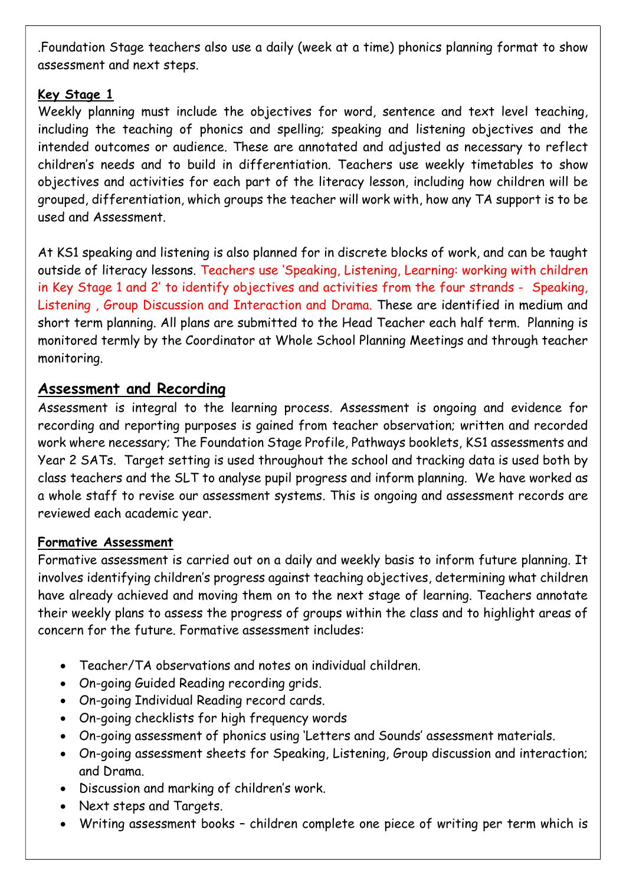.Foundation Stage teachers also use a daily (week at a time) phonics planning format to show assessment and next steps.

**Key Stage 1**

Weekly planning must include the objectives for word, sentence and text level teaching, including the teaching of phonics and spelling; speaking and listening objectives and the intended outcomes or audience. These are annotated and adjusted as necessary to reflect children's needs and to build in differentiation. Teachers use weekly timetables to show objectives and activities for each part of the literacy lesson, including how children will be grouped, differentiation, which groups the teacher will work with, how any TA support is to be used and Assessment.

At KS1 speaking and listening is also planned for in discrete blocks of work, and can be taught outside of literacy lessons. Teachers use 'Speaking, Listening, Learning: working with children in Key Stage 1 and 2' to identify objectives and activities from the four strands - Speaking, Listening , Group Discussion and Interaction and Drama. These are identified in medium and short term planning. All plans are submitted to the Head Teacher each half term. Planning is monitored termly by the Coordinator at Whole School Planning Meetings and through teacher monitoring.

## Assessment and Recording

Assessment is integral to the learning process. Assessment is ongoing and evidence for recording and reporting purposes is gained from teacher observation; written and recorded work where necessary; The Foundation Stage Profile, Pathways booklets, KS1 assessments and Year 2 SATs. Target setting is used throughout the school and tracking data is used both by class teachers and the SLT to analyse pupil progress and inform planning. We have worked as a whole staff to revise our assessment systems. This is ongoing and assessment records are reviewed each academic year.

**Formative Assessment**

Formative assessment is carried out on a daily and weekly basis to inform future planning. It involves identifying children's progress against teaching objectives, determining what children have already achieved and moving them on to the next stage of learning. Teachers annotate their weekly plans to assess the progress of groups within the class and to highlight areas of concern for the future. Formative assessment includes:

- Teacher/TA observations and notes on individual children.
- On-going Guided Reading recording grids.
- On-going Individual Reading record cards.
- On-going checklists for high frequency words
- On-going assessment of phonics using 'Letters and Sounds' assessment materials.
- On-going assessment sheets for Speaking, Listening, Group discussion and interaction; and Drama.
- Discussion and marking of children's work.
- Next steps and Targets.
- Writing assessment books – children complete one piece of writing per term which is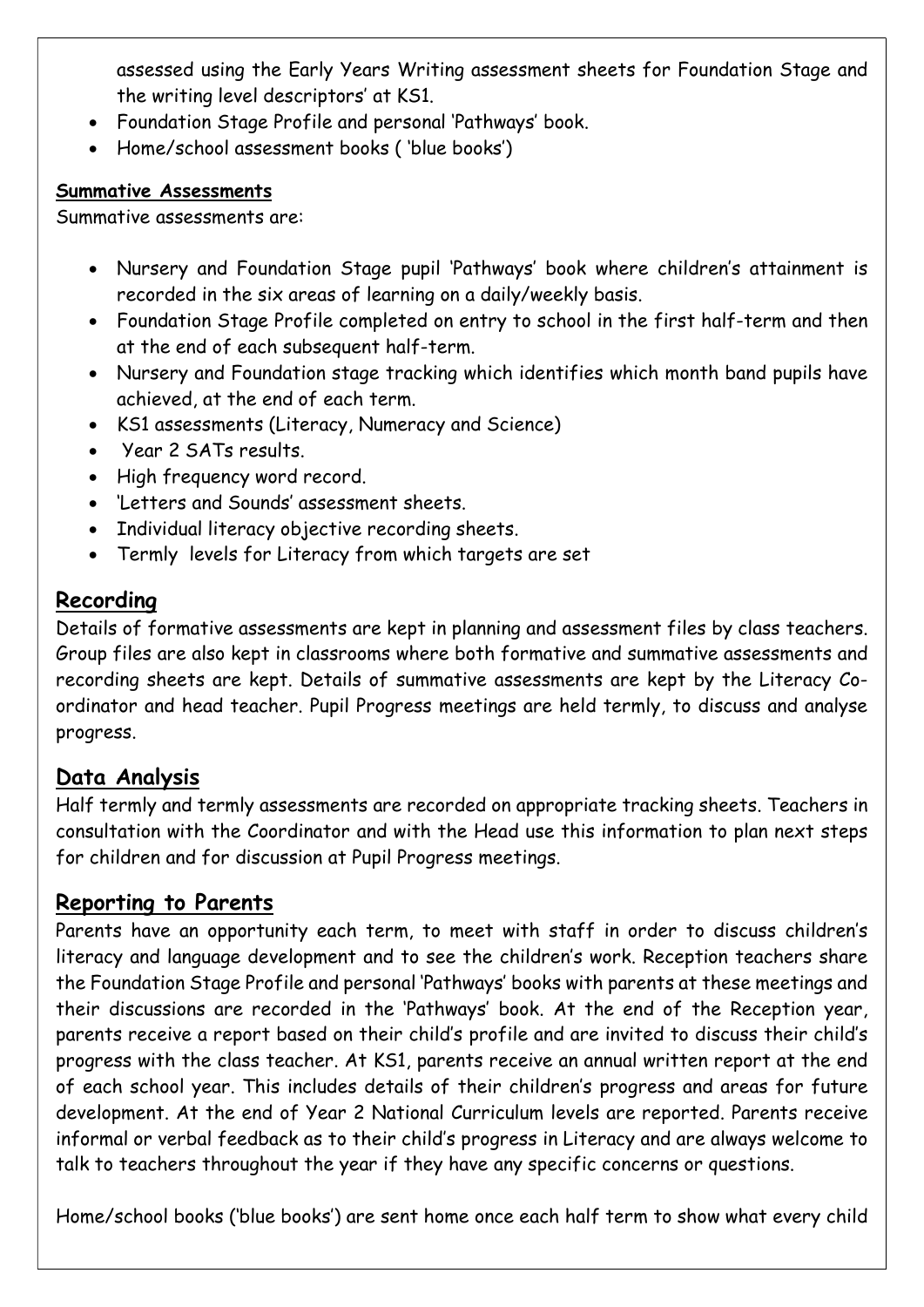assessed using the Early Years Writing assessment sheets for Foundation Stage and the writing level descriptors' at KS1.

- Foundation Stage Profile and personal 'Pathways' book.
- Home/school assessment books ( 'blue books')

**Summative Assessments**

Summative assessments are:

- Nursery and Foundation Stage pupil 'Pathways' book where children's attainment is recorded in the six areas of learning on a daily/weekly basis.
- Foundation Stage Profile completed on entry to school in the first half-term and then at the end of each subsequent half-term.
- Nursery and Foundation stage tracking which identifies which month band pupils have achieved, at the end of each term.
- KS1 assessments (Literacy, Numeracy and Science)
- Year 2 SATs results.
- High frequency word record.
- 'Letters and Sounds' assessment sheets.
- Individual literacy objective recording sheets.
- Termly levels for Literacy from which targets are set

## Recording

Details of formative assessments are kept in planning and assessment files by class teachers. Group files are also kept in classrooms where both formative and summative assessments and recording sheets are kept. Details of summative assessments are kept by the Literacy Co-ordinator and head teacher. Pupil Progress meetings are held termly, to discuss and analyse progress.

## Data Analysis

Half termly and termly assessments are recorded on appropriate tracking sheets. Teachers in consultation with the Coordinator and with the Head use this information to plan next steps for children and for discussion at Pupil Progress meetings.

## Reporting to Parents

Parents have an opportunity each term, to meet with staff in order to discuss children's literacy and language development and to see the children's work. Reception teachers share the Foundation Stage Profile and personal 'Pathways' books with parents at these meetings and their discussions are recorded in the 'Pathways' book. At the end of the Reception year, parents receive a report based on their child's profile and are invited to discuss their child's progress with the class teacher. At KS1, parents receive an annual written report at the end of each school year. This includes details of their children's progress and areas for future development. At the end of Year 2 National Curriculum levels are reported. Parents receive informal or verbal feedback as to their child's progress in Literacy and are always welcome to talk to teachers throughout the year if they have any specific concerns or questions.

Home/school books ('blue books') are sent home once each half term to show what every child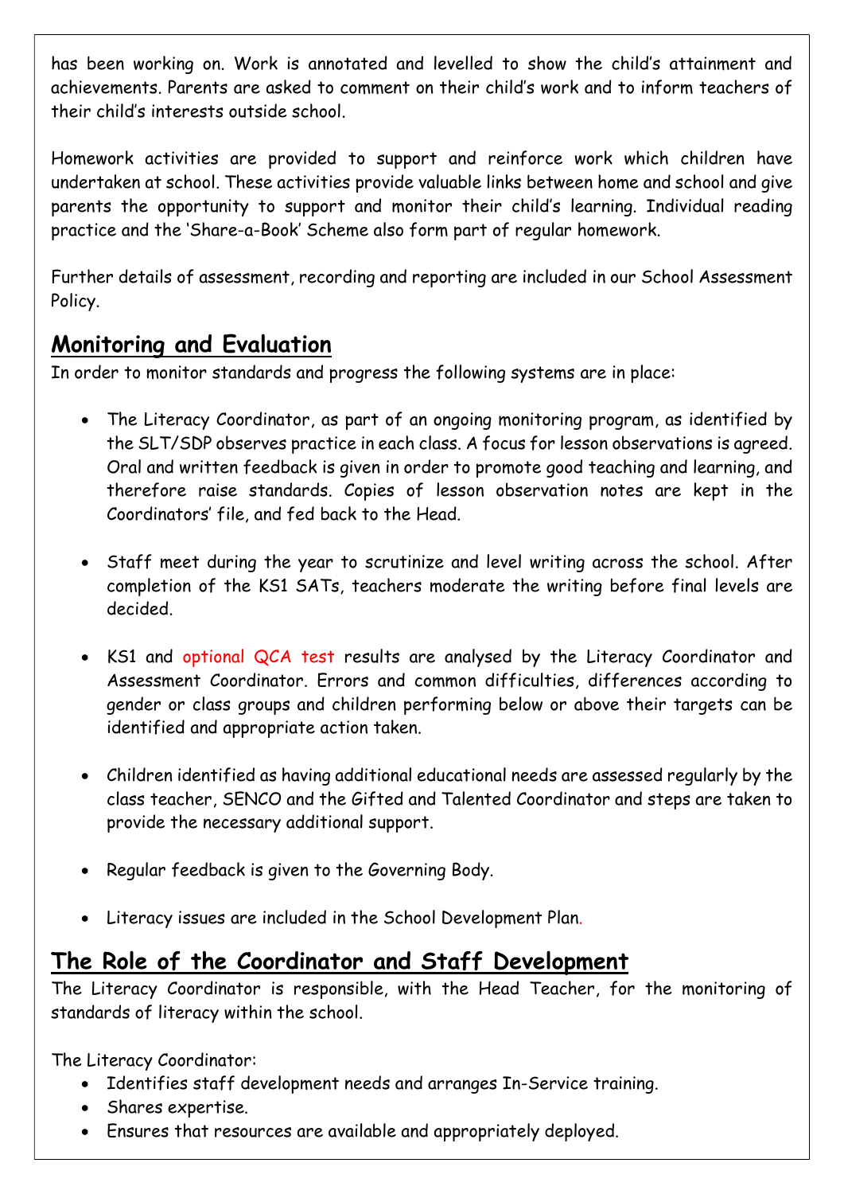has been working on. Work is annotated and levelled to show the child's attainment and achievements. Parents are asked to comment on their child's work and to inform teachers of their child's interests outside school.

Homework activities are provided to support and reinforce work which children have undertaken at school. These activities provide valuable links between home and school and give parents the opportunity to support and monitor their child's learning. Individual reading practice and the 'Share-a-Book' Scheme also form part of regular homework.

Further details of assessment, recording and reporting are included in our School Assessment Policy.

## Monitoring and Evaluation

In order to monitor standards and progress the following systems are in place:

- The Literacy Coordinator, as part of an ongoing monitoring program, as identified by the SLT/SDP observes practice in each class. A focus for lesson observations is agreed. Oral and written feedback is given in order to promote good teaching and learning, and therefore raise standards. Copies of lesson observation notes are kept in the Coordinators' file, and fed back to the Head.

- Staff meet during the year to scrutinize and level writing across the school. After completion of the KS1 SATs, teachers moderate the writing before final levels are decided.

- KS1 and optional QCA test results are analysed by the Literacy Coordinator and Assessment Coordinator. Errors and common difficulties, differences according to gender or class groups and children performing below or above their targets can be identified and appropriate action taken.

- Children identified as having additional educational needs are assessed regularly by the class teacher, SENCO and the Gifted and Talented Coordinator and steps are taken to provide the necessary additional support.

- Regular feedback is given to the Governing Body.

- Literacy issues are included in the School Development Plan.

## The Role of the Coordinator and Staff Development

The Literacy Coordinator is responsible, with the Head Teacher, for the monitoring of standards of literacy within the school.

The Literacy Coordinator:

- Identifies staff development needs and arranges In-Service training.
- Shares expertise.
- Ensures that resources are available and appropriately deployed.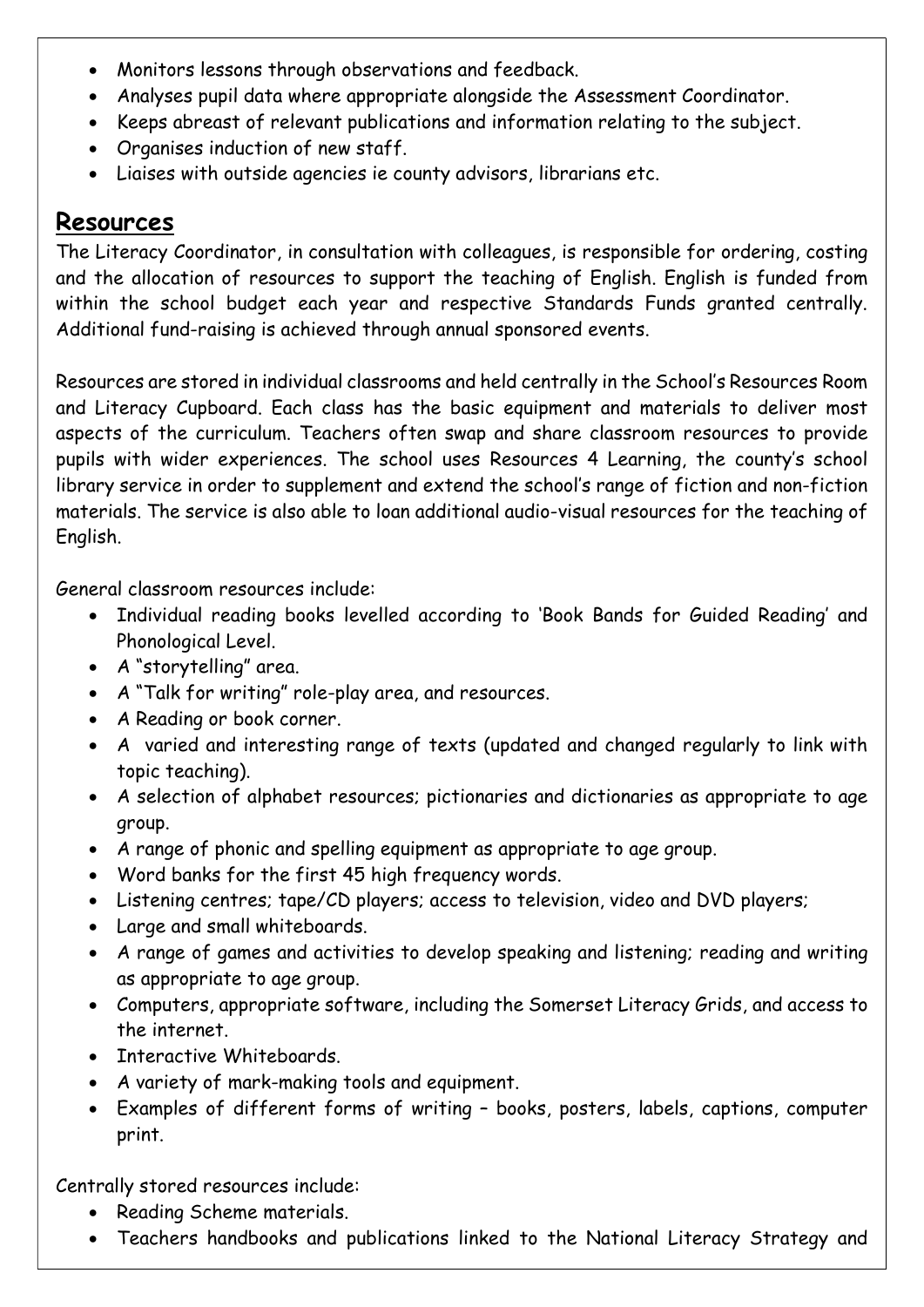- Monitors lessons through observations and feedback.
- Analyses pupil data where appropriate alongside the Assessment Coordinator.
- Keeps abreast of relevant publications and information relating to the subject.
- Organises induction of new staff.
- Liaises with outside agencies ie county advisors, librarians etc.

## Resources

The Literacy Coordinator, in consultation with colleagues, is responsible for ordering, costing and the allocation of resources to support the teaching of English. English is funded from within the school budget each year and respective Standards Funds granted centrally. Additional fund-raising is achieved through annual sponsored events.

Resources are stored in individual classrooms and held centrally in the School's Resources Room and Literacy Cupboard. Each class has the basic equipment and materials to deliver most aspects of the curriculum. Teachers often swap and share classroom resources to provide pupils with wider experiences. The school uses Resources 4 Learning, the county's school library service in order to supplement and extend the school's range of fiction and non-fiction materials. The service is also able to loan additional audio-visual resources for the teaching of English.

General classroom resources include:

- Individual reading books levelled according to 'Book Bands for Guided Reading' and Phonological Level.
- A "storytelling" area.
- A "Talk for writing" role-play area, and resources.
- A Reading or book corner.
- A varied and interesting range of texts (updated and changed regularly to link with topic teaching).
- A selection of alphabet resources; pictionaries and dictionaries as appropriate to age group.
- A range of phonic and spelling equipment as appropriate to age group.
- Word banks for the first 45 high frequency words.
- Listening centres; tape/CD players; access to television, video and DVD players;
- Large and small whiteboards.
- A range of games and activities to develop speaking and listening; reading and writing as appropriate to age group.
- Computers, appropriate software, including the Somerset Literacy Grids, and access to the internet.
- Interactive Whiteboards.
- A variety of mark-making tools and equipment.
- Examples of different forms of writing – books, posters, labels, captions, computer print.

Centrally stored resources include:

- Reading Scheme materials.
- Teachers handbooks and publications linked to the National Literacy Strategy and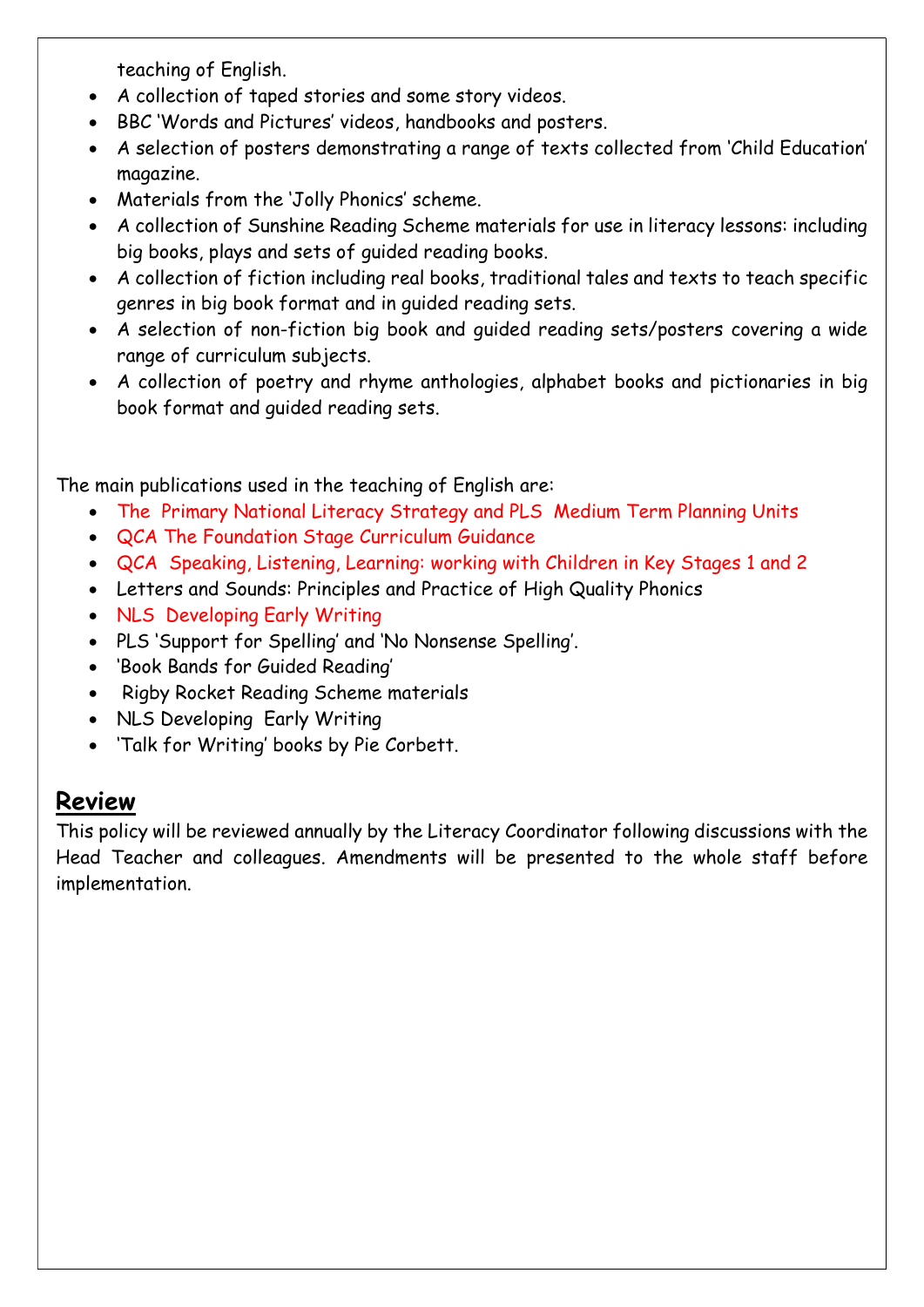teaching of English.

- A collection of taped stories and some story videos.
- BBC 'Words and Pictures' videos, handbooks and posters.
- A selection of posters demonstrating a range of texts collected from 'Child Education' magazine.
- Materials from the 'Jolly Phonics' scheme.
- A collection of Sunshine Reading Scheme materials for use in literacy lessons: including big books, plays and sets of guided reading books.
- A collection of fiction including real books, traditional tales and texts to teach specific genres in big book format and in guided reading sets.
- A selection of non-fiction big book and guided reading sets/posters covering a wide range of curriculum subjects.
- A collection of poetry and rhyme anthologies, alphabet books and pictionaries in big book format and guided reading sets.

The main publications used in the teaching of English are:

- The Primary National Literacy Strategy and PLS Medium Term Planning Units
- QCA The Foundation Stage Curriculum Guidance
- QCA Speaking, Listening, Learning: working with Children in Key Stages 1 and 2
- Letters and Sounds: Principles and Practice of High Quality Phonics
- NLS Developing Early Writing
- PLS 'Support for Spelling' and 'No Nonsense Spelling'.
- 'Book Bands for Guided Reading'
- Rigby Rocket Reading Scheme materials
- NLS Developing Early Writing
- 'Talk for Writing' books by Pie Corbett.

## Review

This policy will be reviewed annually by the Literacy Coordinator following discussions with the Head Teacher and colleagues. Amendments will be presented to the whole staff before implementation.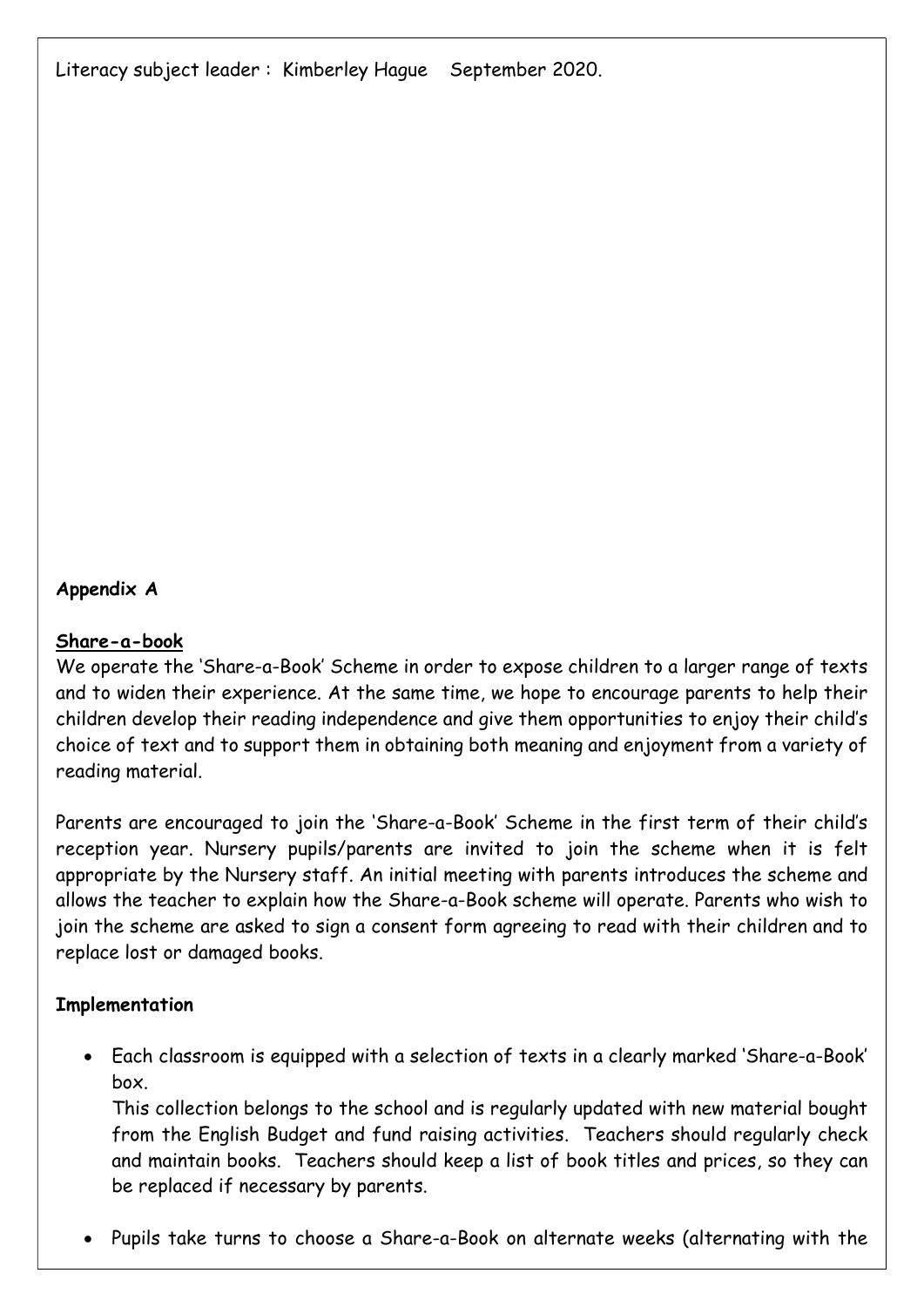Literacy subject leader : Kimberley Hague September 2020.

**Appendix A**

**Share-a-book**

We operate the 'Share-a-Book' Scheme in order to expose children to a larger range of texts and to widen their experience. At the same time, we hope to encourage parents to help their children develop their reading independence and give them opportunities to enjoy their child's choice of text and to support them in obtaining both meaning and enjoyment from a variety of reading material.

Parents are encouraged to join the 'Share-a-Book' Scheme in the first term of their child's reception year. Nursery pupils/parents are invited to join the scheme when it is felt appropriate by the Nursery staff. An initial meeting with parents introduces the scheme and allows the teacher to explain how the Share-a-Book scheme will operate. Parents who wish to join the scheme are asked to sign a consent form agreeing to read with their children and to replace lost or damaged books.

**Implementation**

- Each classroom is equipped with a selection of texts in a clearly marked 'Share-a-Book' box.
  This collection belongs to the school and is regularly updated with new material bought from the English Budget and fund raising activities. Teachers should regularly check and maintain books. Teachers should keep a list of book titles and prices, so they can be replaced if necessary by parents.
- Pupils take turns to choose a Share-a-Book on alternate weeks (alternating with the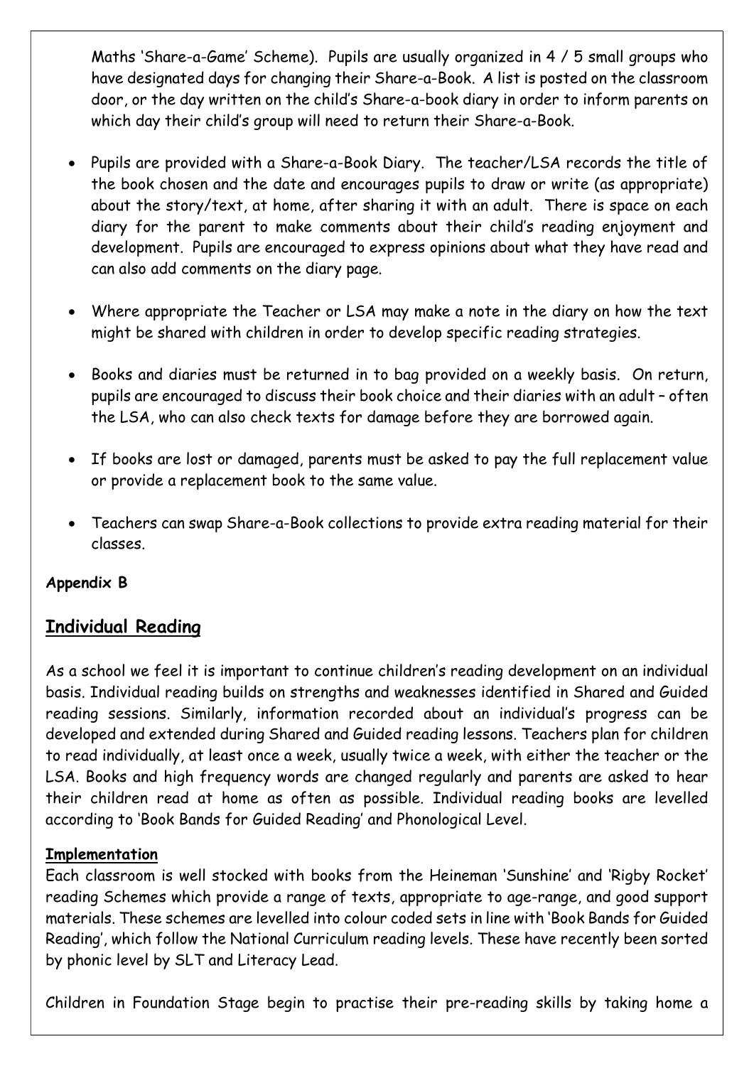Maths 'Share-a-Game' Scheme). Pupils are usually organized in 4 / 5 small groups who have designated days for changing their Share-a-Book. A list is posted on the classroom door, or the day written on the child's Share-a-book diary in order to inform parents on which day their child's group will need to return their Share-a-Book.

- Pupils are provided with a Share-a-Book Diary. The teacher/LSA records the title of the book chosen and the date and encourages pupils to draw or write (as appropriate) about the story/text, at home, after sharing it with an adult. There is space on each diary for the parent to make comments about their child's reading enjoyment and development. Pupils are encouraged to express opinions about what they have read and can also add comments on the diary page.
- Where appropriate the Teacher or LSA may make a note in the diary on how the text might be shared with children in order to develop specific reading strategies.
- Books and diaries must be returned in to bag provided on a weekly basis. On return, pupils are encouraged to discuss their book choice and their diaries with an adult – often the LSA, who can also check texts for damage before they are borrowed again.
- If books are lost or damaged, parents must be asked to pay the full replacement value or provide a replacement book to the same value.
- Teachers can swap Share-a-Book collections to provide extra reading material for their classes.

**Appendix B**

## Individual Reading

As a school we feel it is important to continue children's reading development on an individual basis. Individual reading builds on strengths and weaknesses identified in Shared and Guided reading sessions. Similarly, information recorded about an individual's progress can be developed and extended during Shared and Guided reading lessons. Teachers plan for children to read individually, at least once a week, usually twice a week, with either the teacher or the LSA. Books and high frequency words are changed regularly and parents are asked to hear their children read at home as often as possible. Individual reading books are levelled according to 'Book Bands for Guided Reading' and Phonological Level.

**Implementation**

Each classroom is well stocked with books from the Heineman 'Sunshine' and 'Rigby Rocket' reading Schemes which provide a range of texts, appropriate to age-range, and good support materials. These schemes are levelled into colour coded sets in line with 'Book Bands for Guided Reading', which follow the National Curriculum reading levels. These have recently been sorted by phonic level by SLT and Literacy Lead.

Children in Foundation Stage begin to practise their pre-reading skills by taking home a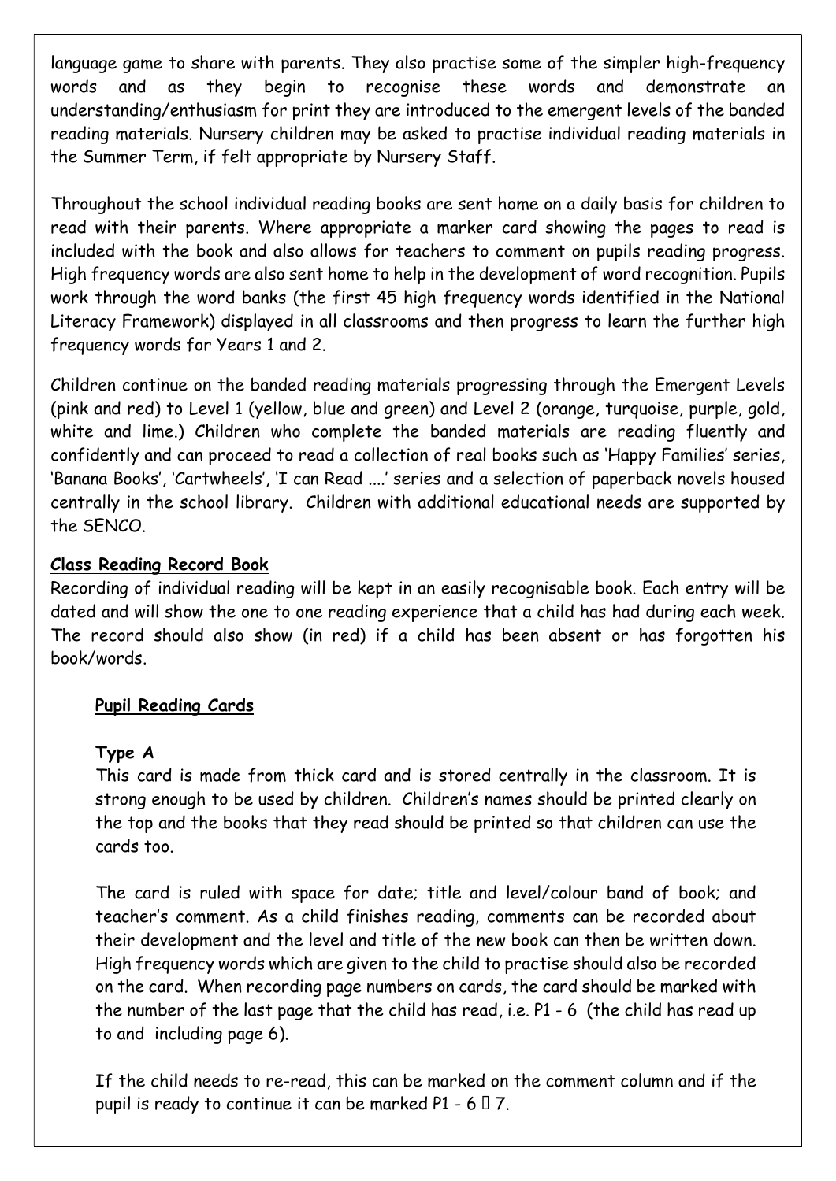language game to share with parents. They also practise some of the simpler high-frequency words and as they begin to recognise these words and demonstrate an understanding/enthusiasm for print they are introduced to the emergent levels of the banded reading materials. Nursery children may be asked to practise individual reading materials in the Summer Term, if felt appropriate by Nursery Staff.

Throughout the school individual reading books are sent home on a daily basis for children to read with their parents. Where appropriate a marker card showing the pages to read is included with the book and also allows for teachers to comment on pupils reading progress. High frequency words are also sent home to help in the development of word recognition. Pupils work through the word banks (the first 45 high frequency words identified in the National Literacy Framework) displayed in all classrooms and then progress to learn the further high frequency words for Years 1 and 2.

Children continue on the banded reading materials progressing through the Emergent Levels (pink and red) to Level 1 (yellow, blue and green) and Level 2 (orange, turquoise, purple, gold, white and lime.) Children who complete the banded materials are reading fluently and confidently and can proceed to read a collection of real books such as 'Happy Families' series, 'Banana Books', 'Cartwheels', 'I can Read ....' series and a selection of paperback novels housed centrally in the school library. Children with additional educational needs are supported by the SENCO.

**Class Reading Record Book**

Recording of individual reading will be kept in an easily recognisable book. Each entry will be dated and will show the one to one reading experience that a child has had during each week. The record should also show (in red) if a child has been absent or has forgotten his book/words.

**Pupil Reading Cards**

**Type A**

This card is made from thick card and is stored centrally in the classroom. It is strong enough to be used by children. Children's names should be printed clearly on the top and the books that they read should be printed so that children can use the cards too.

The card is ruled with space for date; title and level/colour band of book; and teacher's comment. As a child finishes reading, comments can be recorded about their development and the level and title of the new book can then be written down. High frequency words which are given to the child to practise should also be recorded on the card. When recording page numbers on cards, the card should be marked with the number of the last page that the child has read, i.e. P1 - 6 (the child has read up to and including page 6).

If the child needs to re-read, this can be marked on the comment column and if the pupil is ready to continue it can be marked P1 - 6 → 7.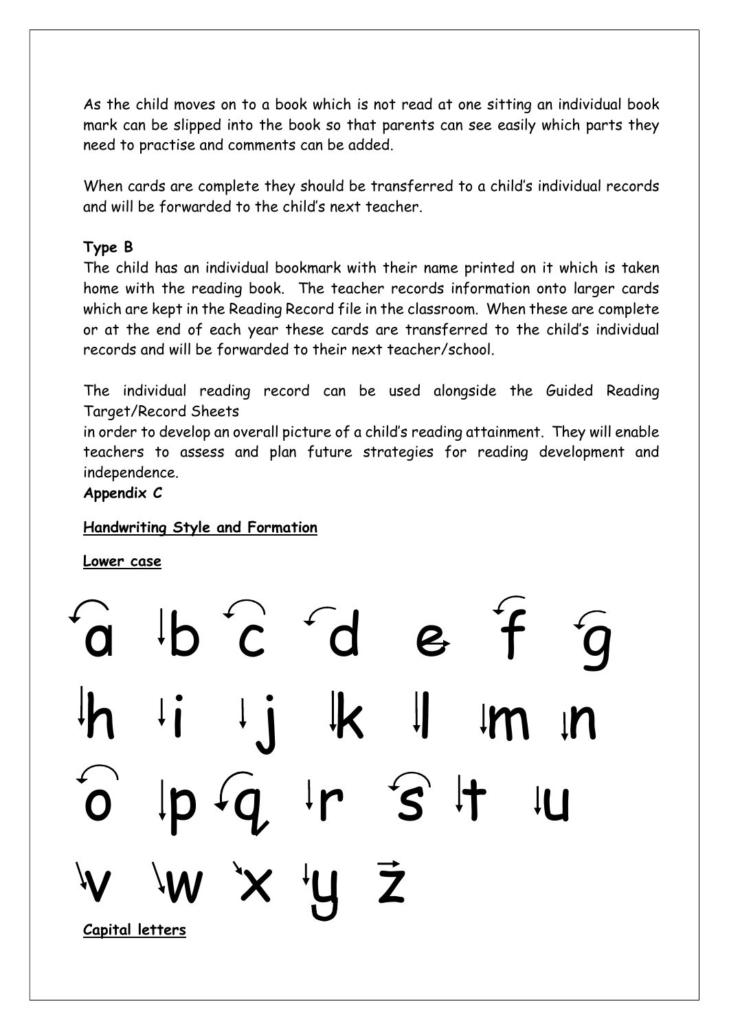As the child moves on to a book which is not read at one sitting an individual book mark can be slipped into the book so that parents can see easily which parts they need to practise and comments can be added.

When cards are complete they should be transferred to a child's individual records and will be forwarded to the child's next teacher.

**Type B**

The child has an individual bookmark with their name printed on it which is taken home with the reading book. The teacher records information onto larger cards which are kept in the Reading Record file in the classroom. When these are complete or at the end of each year these cards are transferred to the child's individual records and will be forwarded to their next teacher/school.

The individual reading record can be used alongside the Guided Reading Target/Record Sheets in order to develop an overall picture of a child's reading attainment. They will enable teachers to assess and plan future strategies for reading development and independence.

**Appendix C**

**Handwriting Style and Formation**

**Lower case**

a b c d e f g

h i j k l m n

o p q r s t u

v w x y z

**Capital letters**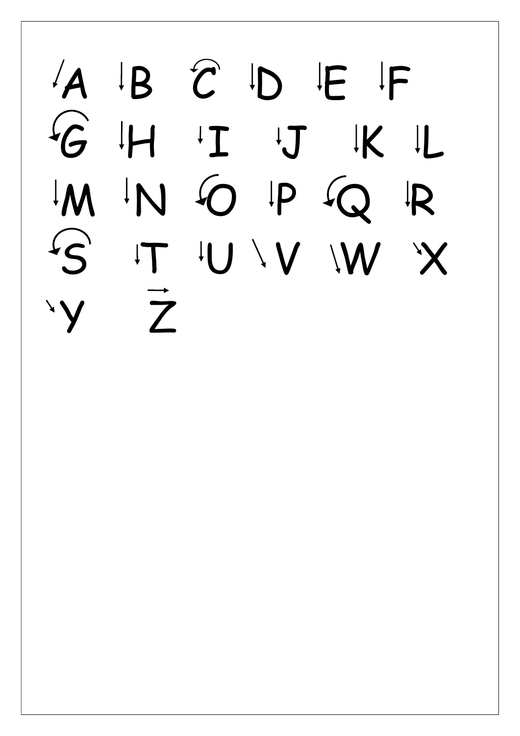A B C D E F

G H I J K L

M N O P Q R

S T U V W X

Y Z